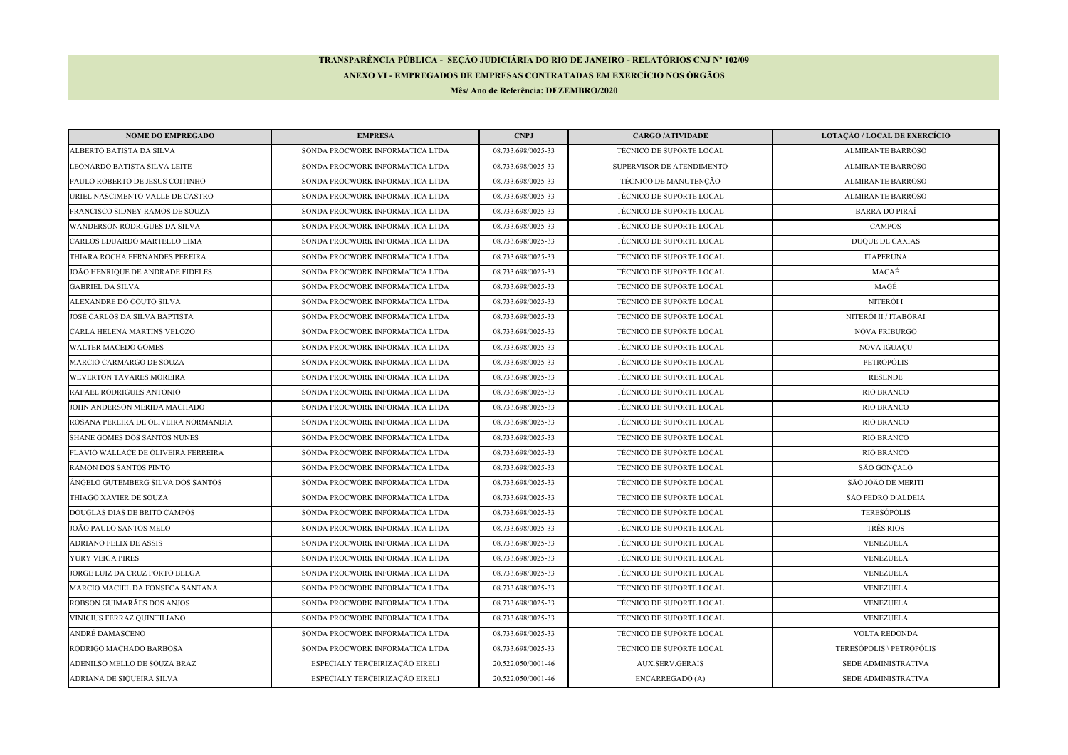**TRANSPARÊNCIA PÚBLICA - SEÇÃO JUDICIÁRIA DO RIO DE JANEIRO - RELATÓRIOS CNJ Nº 102/09**

**ANEXO VI - EMPREGADOS DE EMPRESAS CONTRATADAS EM EXERCÍCIO NOS ÓRGÃOS**

**Mês/ Ano de Referência: DEZEMBRO/2020**

| NOME DO EMPREGADO | EMPRESA | CNPJ | CARGO /ATIVIDADE | LOTAÇÃO / LOCAL DE EXERCÍCIO |
|---|---|---|---|---|
| ALBERTO BATISTA DA SILVA | SONDA PROCWORK INFORMATICA LTDA | 08.733.698/0025-33 | TÉCNICO DE SUPORTE LOCAL | ALMIRANTE BARROSO |
| LEONARDO BATISTA SILVA LEITE | SONDA PROCWORK INFORMATICA LTDA | 08.733.698/0025-33 | SUPERVISOR DE ATENDIMENTO | ALMIRANTE BARROSO |
| PAULO ROBERTO DE JESUS COITINHO | SONDA PROCWORK INFORMATICA LTDA | 08.733.698/0025-33 | TÉCNICO DE MANUTENÇÃO | ALMIRANTE BARROSO |
| URIEL NASCIMENTO VALLE DE CASTRO | SONDA PROCWORK INFORMATICA LTDA | 08.733.698/0025-33 | TÉCNICO DE SUPORTE LOCAL | ALMIRANTE BARROSO |
| FRANCISCO SIDNEY RAMOS DE SOUZA | SONDA PROCWORK INFORMATICA LTDA | 08.733.698/0025-33 | TÉCNICO DE SUPORTE LOCAL | BARRA DO PIRAÍ |
| WANDERSON RODRIGUES DA SILVA | SONDA PROCWORK INFORMATICA LTDA | 08.733.698/0025-33 | TÉCNICO DE SUPORTE LOCAL | CAMPOS |
| CARLOS EDUARDO MARTELLO LIMA | SONDA PROCWORK INFORMATICA LTDA | 08.733.698/0025-33 | TÉCNICO DE SUPORTE LOCAL | DUQUE DE CAXIAS |
| THIARA ROCHA FERNANDES PEREIRA | SONDA PROCWORK INFORMATICA LTDA | 08.733.698/0025-33 | TÉCNICO DE SUPORTE LOCAL | ITAPERUNA |
| JOÃO HENRIQUE DE ANDRADE FIDELES | SONDA PROCWORK INFORMATICA LTDA | 08.733.698/0025-33 | TÉCNICO DE SUPORTE LOCAL | MACAÉ |
| GABRIEL DA SILVA | SONDA PROCWORK INFORMATICA LTDA | 08.733.698/0025-33 | TÉCNICO DE SUPORTE LOCAL | MAGÉ |
| ALEXANDRE DO COUTO SILVA | SONDA PROCWORK INFORMATICA LTDA | 08.733.698/0025-33 | TÉCNICO DE SUPORTE LOCAL | NITERÓI I |
| JOSÉ CARLOS DA SILVA BAPTISTA | SONDA PROCWORK INFORMATICA LTDA | 08.733.698/0025-33 | TÉCNICO DE SUPORTE LOCAL | NITERÓI II / ITABORAI |
| CARLA HELENA MARTINS VELOZO | SONDA PROCWORK INFORMATICA LTDA | 08.733.698/0025-33 | TÉCNICO DE SUPORTE LOCAL | NOVA FRIBURGO |
| WALTER MACEDO GOMES | SONDA PROCWORK INFORMATICA LTDA | 08.733.698/0025-33 | TÉCNICO DE SUPORTE LOCAL | NOVA IGUAÇU |
| MARCIO CARMARGO DE SOUZA | SONDA PROCWORK INFORMATICA LTDA | 08.733.698/0025-33 | TÉCNICO DE SUPORTE LOCAL | PETROPÓLIS |
| WEVERTON TAVARES MOREIRA | SONDA PROCWORK INFORMATICA LTDA | 08.733.698/0025-33 | TÉCNICO DE SUPORTE LOCAL | RESENDE |
| RAFAEL RODRIGUES ANTONIO | SONDA PROCWORK INFORMATICA LTDA | 08.733.698/0025-33 | TÉCNICO DE SUPORTE LOCAL | RIO BRANCO |
| JOHN ANDERSON MERIDA MACHADO | SONDA PROCWORK INFORMATICA LTDA | 08.733.698/0025-33 | TÉCNICO DE SUPORTE LOCAL | RIO BRANCO |
| ROSANA PEREIRA DE OLIVEIRA NORMANDIA | SONDA PROCWORK INFORMATICA LTDA | 08.733.698/0025-33 | TÉCNICO DE SUPORTE LOCAL | RIO BRANCO |
| SHANE GOMES DOS SANTOS NUNES | SONDA PROCWORK INFORMATICA LTDA | 08.733.698/0025-33 | TÉCNICO DE SUPORTE LOCAL | RIO BRANCO |
| FLAVIO WALLACE DE OLIVEIRA FERREIRA | SONDA PROCWORK INFORMATICA LTDA | 08.733.698/0025-33 | TÉCNICO DE SUPORTE LOCAL | RIO BRANCO |
| RAMON DOS SANTOS PINTO | SONDA PROCWORK INFORMATICA LTDA | 08.733.698/0025-33 | TÉCNICO DE SUPORTE LOCAL | SÃO GONÇALO |
| ÂNGELO GUTEMBERG SILVA DOS SANTOS | SONDA PROCWORK INFORMATICA LTDA | 08.733.698/0025-33 | TÉCNICO DE SUPORTE LOCAL | SÃO JOÃO DE MERITI |
| THIAGO XAVIER DE SOUZA | SONDA PROCWORK INFORMATICA LTDA | 08.733.698/0025-33 | TÉCNICO DE SUPORTE LOCAL | SÃO PEDRO D'ALDEIA |
| DOUGLAS DIAS DE BRITO CAMPOS | SONDA PROCWORK INFORMATICA LTDA | 08.733.698/0025-33 | TÉCNICO DE SUPORTE LOCAL | TERESÓPOLIS |
| JOÃO PAULO SANTOS MELO | SONDA PROCWORK INFORMATICA LTDA | 08.733.698/0025-33 | TÉCNICO DE SUPORTE LOCAL | TRÊS RIOS |
| ADRIANO FELIX DE ASSIS | SONDA PROCWORK INFORMATICA LTDA | 08.733.698/0025-33 | TÉCNICO DE SUPORTE LOCAL | VENEZUELA |
| YURY VEIGA PIRES | SONDA PROCWORK INFORMATICA LTDA | 08.733.698/0025-33 | TÉCNICO DE SUPORTE LOCAL | VENEZUELA |
| JORGE LUIZ DA CRUZ PORTO BELGA | SONDA PROCWORK INFORMATICA LTDA | 08.733.698/0025-33 | TÉCNICO DE SUPORTE LOCAL | VENEZUELA |
| MARCIO MACIEL DA FONSECA SANTANA | SONDA PROCWORK INFORMATICA LTDA | 08.733.698/0025-33 | TÉCNICO DE SUPORTE LOCAL | VENEZUELA |
| ROBSON GUIMARÃES DOS ANJOS | SONDA PROCWORK INFORMATICA LTDA | 08.733.698/0025-33 | TÉCNICO DE SUPORTE LOCAL | VENEZUELA |
| VINICIUS FERRAZ QUINTILIANO | SONDA PROCWORK INFORMATICA LTDA | 08.733.698/0025-33 | TÉCNICO DE SUPORTE LOCAL | VENEZUELA |
| ANDRÉ DAMASCENO | SONDA PROCWORK INFORMATICA LTDA | 08.733.698/0025-33 | TÉCNICO DE SUPORTE LOCAL | VOLTA REDONDA |
| RODRIGO MACHADO BARBOSA | SONDA PROCWORK INFORMATICA LTDA | 08.733.698/0025-33 | TÉCNICO DE SUPORTE LOCAL | TERESÓPOLIS \ PETROPÓLIS |
| ADENILSO MELLO DE SOUZA BRAZ | ESPECIALY TERCEIRIZAÇÃO EIRELI | 20.522.050/0001-46 | AUX.SERV.GERAIS | SEDE ADMINISTRATIVA |
| ADRIANA DE SIQUEIRA SILVA | ESPECIALY TERCEIRIZAÇÃO EIRELI | 20.522.050/0001-46 | ENCARREGADO (A) | SEDE ADMINISTRATIVA |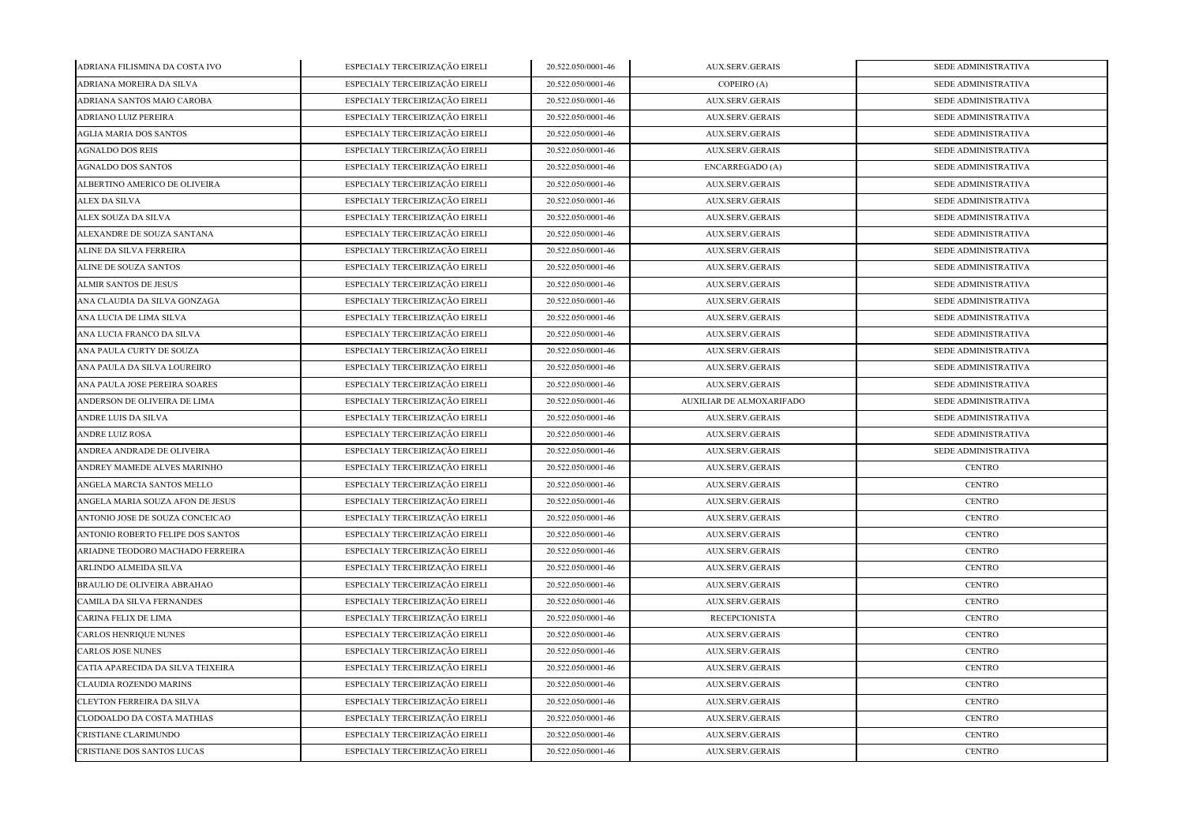| | | | | |
|---|---|---|---|---|
| ADRIANA FILISMINA DA COSTA IVO | ESPECIALY TERCEIRIZAÇÃO EIRELI | 20.522.050/0001-46 | AUX.SERV.GERAIS | SEDE ADMINISTRATIVA |
| ADRIANA MOREIRA DA SILVA | ESPECIALY TERCEIRIZAÇÃO EIRELI | 20.522.050/0001-46 | COPEIRO (A) | SEDE ADMINISTRATIVA |
| ADRIANA SANTOS MAIO CAROBA | ESPECIALY TERCEIRIZAÇÃO EIRELI | 20.522.050/0001-46 | AUX.SERV.GERAIS | SEDE ADMINISTRATIVA |
| ADRIANO LUIZ PEREIRA | ESPECIALY TERCEIRIZAÇÃO EIRELI | 20.522.050/0001-46 | AUX.SERV.GERAIS | SEDE ADMINISTRATIVA |
| AGLIA MARIA DOS SANTOS | ESPECIALY TERCEIRIZAÇÃO EIRELI | 20.522.050/0001-46 | AUX.SERV.GERAIS | SEDE ADMINISTRATIVA |
| AGNALDO DOS REIS | ESPECIALY TERCEIRIZAÇÃO EIRELI | 20.522.050/0001-46 | AUX.SERV.GERAIS | SEDE ADMINISTRATIVA |
| AGNALDO DOS SANTOS | ESPECIALY TERCEIRIZAÇÃO EIRELI | 20.522.050/0001-46 | ENCARREGADO (A) | SEDE ADMINISTRATIVA |
| ALBERTINO AMERICO DE OLIVEIRA | ESPECIALY TERCEIRIZAÇÃO EIRELI | 20.522.050/0001-46 | AUX.SERV.GERAIS | SEDE ADMINISTRATIVA |
| ALEX DA SILVA | ESPECIALY TERCEIRIZAÇÃO EIRELI | 20.522.050/0001-46 | AUX.SERV.GERAIS | SEDE ADMINISTRATIVA |
| ALEX SOUZA DA SILVA | ESPECIALY TERCEIRIZAÇÃO EIRELI | 20.522.050/0001-46 | AUX.SERV.GERAIS | SEDE ADMINISTRATIVA |
| ALEXANDRE DE SOUZA SANTANA | ESPECIALY TERCEIRIZAÇÃO EIRELI | 20.522.050/0001-46 | AUX.SERV.GERAIS | SEDE ADMINISTRATIVA |
| ALINE DA SILVA FERREIRA | ESPECIALY TERCEIRIZAÇÃO EIRELI | 20.522.050/0001-46 | AUX.SERV.GERAIS | SEDE ADMINISTRATIVA |
| ALINE DE SOUZA SANTOS | ESPECIALY TERCEIRIZAÇÃO EIRELI | 20.522.050/0001-46 | AUX.SERV.GERAIS | SEDE ADMINISTRATIVA |
| ALMIR SANTOS DE JESUS | ESPECIALY TERCEIRIZAÇÃO EIRELI | 20.522.050/0001-46 | AUX.SERV.GERAIS | SEDE ADMINISTRATIVA |
| ANA CLAUDIA DA SILVA GONZAGA | ESPECIALY TERCEIRIZAÇÃO EIRELI | 20.522.050/0001-46 | AUX.SERV.GERAIS | SEDE ADMINISTRATIVA |
| ANA LUCIA DE LIMA SILVA | ESPECIALY TERCEIRIZAÇÃO EIRELI | 20.522.050/0001-46 | AUX.SERV.GERAIS | SEDE ADMINISTRATIVA |
| ANA LUCIA FRANCO DA SILVA | ESPECIALY TERCEIRIZAÇÃO EIRELI | 20.522.050/0001-46 | AUX.SERV.GERAIS | SEDE ADMINISTRATIVA |
| ANA PAULA CURTY DE SOUZA | ESPECIALY TERCEIRIZAÇÃO EIRELI | 20.522.050/0001-46 | AUX.SERV.GERAIS | SEDE ADMINISTRATIVA |
| ANA PAULA DA SILVA LOUREIRO | ESPECIALY TERCEIRIZAÇÃO EIRELI | 20.522.050/0001-46 | AUX.SERV.GERAIS | SEDE ADMINISTRATIVA |
| ANA PAULA JOSE PEREIRA SOARES | ESPECIALY TERCEIRIZAÇÃO EIRELI | 20.522.050/0001-46 | AUX.SERV.GERAIS | SEDE ADMINISTRATIVA |
| ANDERSON DE OLIVEIRA DE LIMA | ESPECIALY TERCEIRIZAÇÃO EIRELI | 20.522.050/0001-46 | AUXILIAR DE ALMOXARIFADO | SEDE ADMINISTRATIVA |
| ANDRE LUIS DA SILVA | ESPECIALY TERCEIRIZAÇÃO EIRELI | 20.522.050/0001-46 | AUX.SERV.GERAIS | SEDE ADMINISTRATIVA |
| ANDRE LUIZ ROSA | ESPECIALY TERCEIRIZAÇÃO EIRELI | 20.522.050/0001-46 | AUX.SERV.GERAIS | SEDE ADMINISTRATIVA |
| ANDREA ANDRADE DE OLIVEIRA | ESPECIALY TERCEIRIZAÇÃO EIRELI | 20.522.050/0001-46 | AUX.SERV.GERAIS | SEDE ADMINISTRATIVA |
| ANDREY MAMEDE ALVES MARINHO | ESPECIALY TERCEIRIZAÇÃO EIRELI | 20.522.050/0001-46 | AUX.SERV.GERAIS | CENTRO |
| ANGELA MARCIA SANTOS MELLO | ESPECIALY TERCEIRIZAÇÃO EIRELI | 20.522.050/0001-46 | AUX.SERV.GERAIS | CENTRO |
| ANGELA MARIA SOUZA AFON DE JESUS | ESPECIALY TERCEIRIZAÇÃO EIRELI | 20.522.050/0001-46 | AUX.SERV.GERAIS | CENTRO |
| ANTONIO JOSE DE SOUZA CONCEICAO | ESPECIALY TERCEIRIZAÇÃO EIRELI | 20.522.050/0001-46 | AUX.SERV.GERAIS | CENTRO |
| ANTONIO ROBERTO FELIPE DOS SANTOS | ESPECIALY TERCEIRIZAÇÃO EIRELI | 20.522.050/0001-46 | AUX.SERV.GERAIS | CENTRO |
| ARIADNE TEODORO MACHADO FERREIRA | ESPECIALY TERCEIRIZAÇÃO EIRELI | 20.522.050/0001-46 | AUX.SERV.GERAIS | CENTRO |
| ARLINDO ALMEIDA SILVA | ESPECIALY TERCEIRIZAÇÃO EIRELI | 20.522.050/0001-46 | AUX.SERV.GERAIS | CENTRO |
| BRAULIO DE OLIVEIRA ABRAHAO | ESPECIALY TERCEIRIZAÇÃO EIRELI | 20.522.050/0001-46 | AUX.SERV.GERAIS | CENTRO |
| CAMILA DA SILVA FERNANDES | ESPECIALY TERCEIRIZAÇÃO EIRELI | 20.522.050/0001-46 | AUX.SERV.GERAIS | CENTRO |
| CARINA FELIX DE LIMA | ESPECIALY TERCEIRIZAÇÃO EIRELI | 20.522.050/0001-46 | RECEPCIONISTA | CENTRO |
| CARLOS HENRIQUE NUNES | ESPECIALY TERCEIRIZAÇÃO EIRELI | 20.522.050/0001-46 | AUX.SERV.GERAIS | CENTRO |
| CARLOS JOSE NUNES | ESPECIALY TERCEIRIZAÇÃO EIRELI | 20.522.050/0001-46 | AUX.SERV.GERAIS | CENTRO |
| CATIA APARECIDA DA SILVA TEIXEIRA | ESPECIALY TERCEIRIZAÇÃO EIRELI | 20.522.050/0001-46 | AUX.SERV.GERAIS | CENTRO |
| CLAUDIA ROZENDO MARINS | ESPECIALY TERCEIRIZAÇÃO EIRELI | 20.522.050/0001-46 | AUX.SERV.GERAIS | CENTRO |
| CLEYTON FERREIRA DA SILVA | ESPECIALY TERCEIRIZAÇÃO EIRELI | 20.522.050/0001-46 | AUX.SERV.GERAIS | CENTRO |
| CLODOALDO DA COSTA MATHIAS | ESPECIALY TERCEIRIZAÇÃO EIRELI | 20.522.050/0001-46 | AUX.SERV.GERAIS | CENTRO |
| CRISTIANE CLARIMUNDO | ESPECIALY TERCEIRIZAÇÃO EIRELI | 20.522.050/0001-46 | AUX.SERV.GERAIS | CENTRO |
| CRISTIANE DOS SANTOS LUCAS | ESPECIALY TERCEIRIZAÇÃO EIRELI | 20.522.050/0001-46 | AUX.SERV.GERAIS | CENTRO |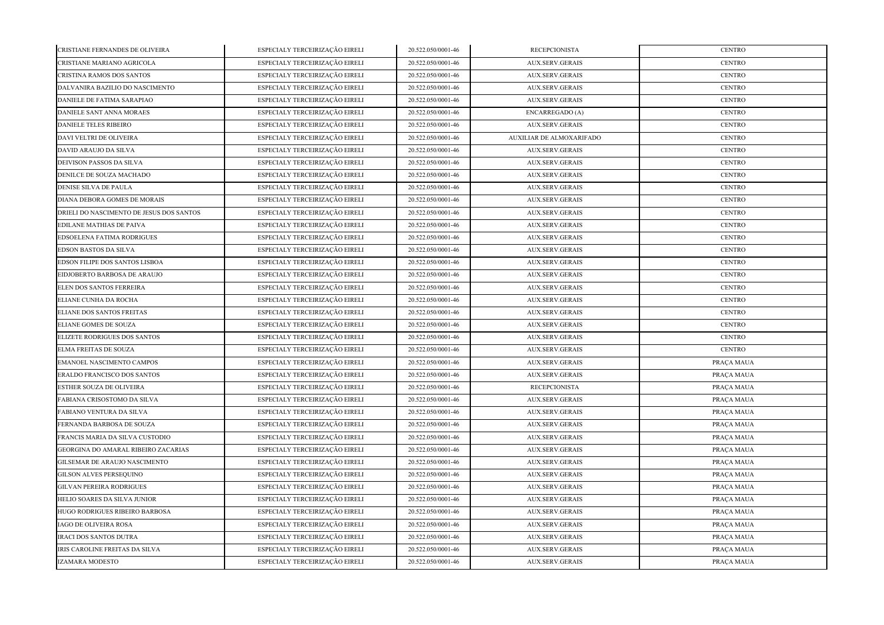| | | | | |
|---|---|---|---|---|
| CRISTIANE FERNANDES DE OLIVEIRA | ESPECIALY TERCEIRIZAÇÃO EIRELI | 20.522.050/0001-46 | RECEPCIONISTA | CENTRO |
| CRISTIANE MARIANO AGRICOLA | ESPECIALY TERCEIRIZAÇÃO EIRELI | 20.522.050/0001-46 | AUX.SERV.GERAIS | CENTRO |
| CRISTINA RAMOS DOS SANTOS | ESPECIALY TERCEIRIZAÇÃO EIRELI | 20.522.050/0001-46 | AUX.SERV.GERAIS | CENTRO |
| DALVANIRA BAZILIO DO NASCIMENTO | ESPECIALY TERCEIRIZAÇÃO EIRELI | 20.522.050/0001-46 | AUX.SERV.GERAIS | CENTRO |
| DANIELE DE FATIMA SARAPIAO | ESPECIALY TERCEIRIZAÇÃO EIRELI | 20.522.050/0001-46 | AUX.SERV.GERAIS | CENTRO |
| DANIELE SANT ANNA MORAES | ESPECIALY TERCEIRIZAÇÃO EIRELI | 20.522.050/0001-46 | ENCARREGADO (A) | CENTRO |
| DANIELE TELES RIBEIRO | ESPECIALY TERCEIRIZAÇÃO EIRELI | 20.522.050/0001-46 | AUX.SERV.GERAIS | CENTRO |
| DAVI VELTRI DE OLIVEIRA | ESPECIALY TERCEIRIZAÇÃO EIRELI | 20.522.050/0001-46 | AUXILIAR DE ALMOXARIFADO | CENTRO |
| DAVID ARAUJO DA SILVA | ESPECIALY TERCEIRIZAÇÃO EIRELI | 20.522.050/0001-46 | AUX.SERV.GERAIS | CENTRO |
| DEIVISON PASSOS DA SILVA | ESPECIALY TERCEIRIZAÇÃO EIRELI | 20.522.050/0001-46 | AUX.SERV.GERAIS | CENTRO |
| DENILCE DE SOUZA MACHADO | ESPECIALY TERCEIRIZAÇÃO EIRELI | 20.522.050/0001-46 | AUX.SERV.GERAIS | CENTRO |
| DENISE SILVA DE PAULA | ESPECIALY TERCEIRIZAÇÃO EIRELI | 20.522.050/0001-46 | AUX.SERV.GERAIS | CENTRO |
| DIANA DEBORA GOMES DE MORAIS | ESPECIALY TERCEIRIZAÇÃO EIRELI | 20.522.050/0001-46 | AUX.SERV.GERAIS | CENTRO |
| DRIELI DO NASCIMENTO DE JESUS DOS SANTOS | ESPECIALY TERCEIRIZAÇÃO EIRELI | 20.522.050/0001-46 | AUX.SERV.GERAIS | CENTRO |
| EDILANE MATHIAS DE PAIVA | ESPECIALY TERCEIRIZAÇÃO EIRELI | 20.522.050/0001-46 | AUX.SERV.GERAIS | CENTRO |
| EDSOELENA FATIMA RODRIGUES | ESPECIALY TERCEIRIZAÇÃO EIRELI | 20.522.050/0001-46 | AUX.SERV.GERAIS | CENTRO |
| EDSON BASTOS DA SILVA | ESPECIALY TERCEIRIZAÇÃO EIRELI | 20.522.050/0001-46 | AUX.SERV.GERAIS | CENTRO |
| EDSON FILIPE DOS SANTOS LISBOA | ESPECIALY TERCEIRIZAÇÃO EIRELI | 20.522.050/0001-46 | AUX.SERV.GERAIS | CENTRO |
| EIDJOBERTO BARBOSA DE ARAUJO | ESPECIALY TERCEIRIZAÇÃO EIRELI | 20.522.050/0001-46 | AUX.SERV.GERAIS | CENTRO |
| ELEN DOS SANTOS FERREIRA | ESPECIALY TERCEIRIZAÇÃO EIRELI | 20.522.050/0001-46 | AUX.SERV.GERAIS | CENTRO |
| ELIANE CUNHA DA ROCHA | ESPECIALY TERCEIRIZAÇÃO EIRELI | 20.522.050/0001-46 | AUX.SERV.GERAIS | CENTRO |
| ELIANE DOS SANTOS FREITAS | ESPECIALY TERCEIRIZAÇÃO EIRELI | 20.522.050/0001-46 | AUX.SERV.GERAIS | CENTRO |
| ELIANE GOMES DE SOUZA | ESPECIALY TERCEIRIZAÇÃO EIRELI | 20.522.050/0001-46 | AUX.SERV.GERAIS | CENTRO |
| ELIZETE RODRIGUES DOS SANTOS | ESPECIALY TERCEIRIZAÇÃO EIRELI | 20.522.050/0001-46 | AUX.SERV.GERAIS | CENTRO |
| ELMA FREITAS DE SOUZA | ESPECIALY TERCEIRIZAÇÃO EIRELI | 20.522.050/0001-46 | AUX.SERV.GERAIS | CENTRO |
| EMANOEL NASCIMENTO CAMPOS | ESPECIALY TERCEIRIZAÇÃO EIRELI | 20.522.050/0001-46 | AUX.SERV.GERAIS | PRAÇA MAUA |
| ERALDO FRANCISCO DOS SANTOS | ESPECIALY TERCEIRIZAÇÃO EIRELI | 20.522.050/0001-46 | AUX.SERV.GERAIS | PRAÇA MAUA |
| ESTHER SOUZA DE OLIVEIRA | ESPECIALY TERCEIRIZAÇÃO EIRELI | 20.522.050/0001-46 | RECEPCIONISTA | PRAÇA MAUA |
| FABIANA CRISOSTOMO DA SILVA | ESPECIALY TERCEIRIZAÇÃO EIRELI | 20.522.050/0001-46 | AUX.SERV.GERAIS | PRAÇA MAUA |
| FABIANO VENTURA DA SILVA | ESPECIALY TERCEIRIZAÇÃO EIRELI | 20.522.050/0001-46 | AUX.SERV.GERAIS | PRAÇA MAUA |
| FERNANDA BARBOSA DE SOUZA | ESPECIALY TERCEIRIZAÇÃO EIRELI | 20.522.050/0001-46 | AUX.SERV.GERAIS | PRAÇA MAUA |
| FRANCIS MARIA DA SILVA CUSTODIO | ESPECIALY TERCEIRIZAÇÃO EIRELI | 20.522.050/0001-46 | AUX.SERV.GERAIS | PRAÇA MAUA |
| GEORGINA DO AMARAL RIBEIRO ZACARIAS | ESPECIALY TERCEIRIZAÇÃO EIRELI | 20.522.050/0001-46 | AUX.SERV.GERAIS | PRAÇA MAUA |
| GILSEMAR DE ARAUJO NASCIMENTO | ESPECIALY TERCEIRIZAÇÃO EIRELI | 20.522.050/0001-46 | AUX.SERV.GERAIS | PRAÇA MAUA |
| GILSON ALVES PERSEQUINO | ESPECIALY TERCEIRIZAÇÃO EIRELI | 20.522.050/0001-46 | AUX.SERV.GERAIS | PRAÇA MAUA |
| GILVAN PEREIRA RODRIGUES | ESPECIALY TERCEIRIZAÇÃO EIRELI | 20.522.050/0001-46 | AUX.SERV.GERAIS | PRAÇA MAUA |
| HELIO SOARES DA SILVA JUNIOR | ESPECIALY TERCEIRIZAÇÃO EIRELI | 20.522.050/0001-46 | AUX.SERV.GERAIS | PRAÇA MAUA |
| HUGO RODRIGUES RIBEIRO BARBOSA | ESPECIALY TERCEIRIZAÇÃO EIRELI | 20.522.050/0001-46 | AUX.SERV.GERAIS | PRAÇA MAUA |
| IAGO DE OLIVEIRA ROSA | ESPECIALY TERCEIRIZAÇÃO EIRELI | 20.522.050/0001-46 | AUX.SERV.GERAIS | PRAÇA MAUA |
| IRACI DOS SANTOS DUTRA | ESPECIALY TERCEIRIZAÇÃO EIRELI | 20.522.050/0001-46 | AUX.SERV.GERAIS | PRAÇA MAUA |
| IRIS CAROLINE FREITAS DA SILVA | ESPECIALY TERCEIRIZAÇÃO EIRELI | 20.522.050/0001-46 | AUX.SERV.GERAIS | PRAÇA MAUA |
| IZAMARA MODESTO | ESPECIALY TERCEIRIZAÇÃO EIRELI | 20.522.050/0001-46 | AUX.SERV.GERAIS | PRAÇA MAUA |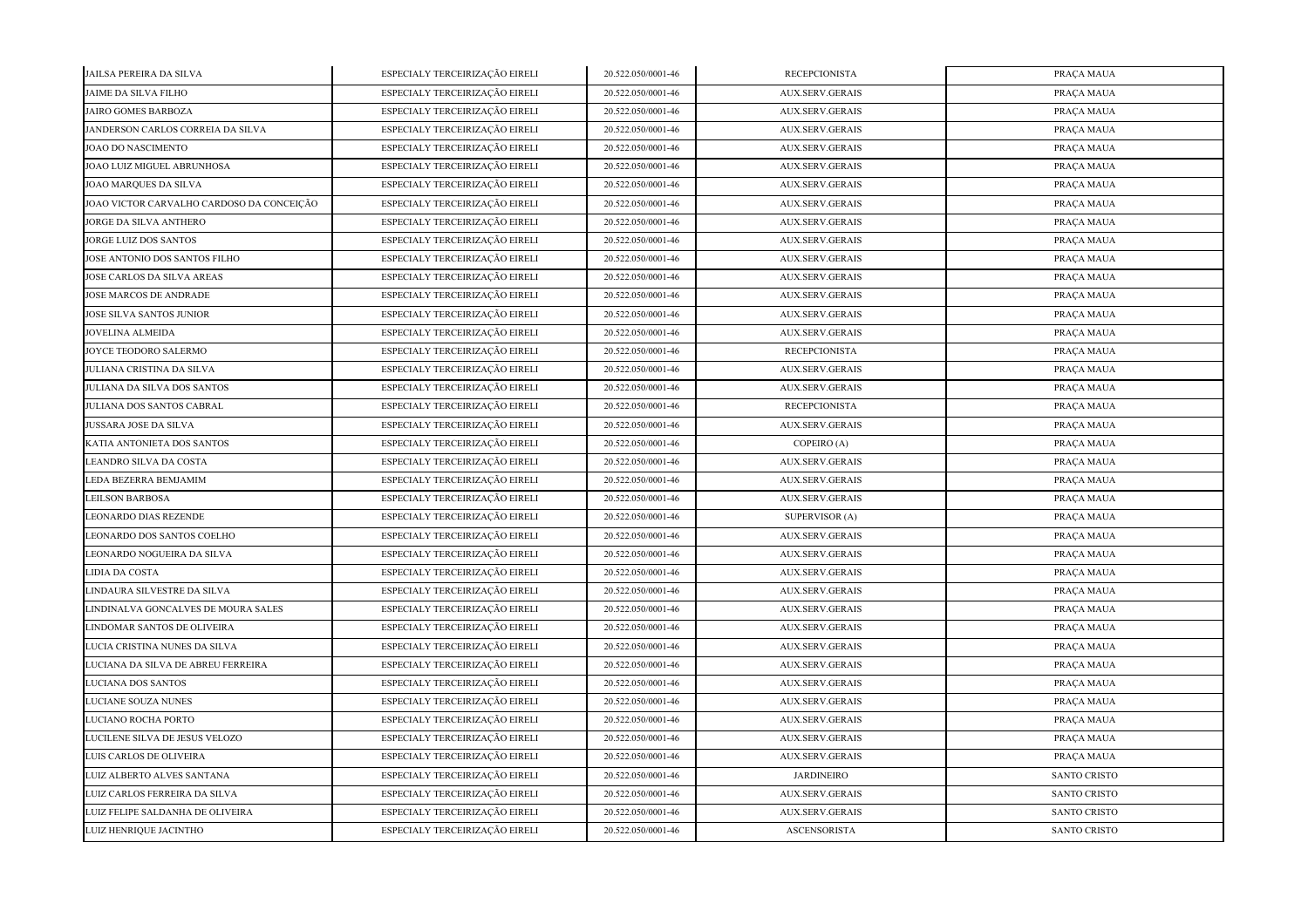| | | | | |
|---|---|---|---|---|
| JAILSA PEREIRA DA SILVA | ESPECIALY TERCEIRIZAÇÃO EIRELI | 20.522.050/0001-46 | RECEPCIONISTA | PRAÇA MAUA |
| JAIME DA SILVA FILHO | ESPECIALY TERCEIRIZAÇÃO EIRELI | 20.522.050/0001-46 | AUX.SERV.GERAIS | PRAÇA MAUA |
| JAIRO GOMES BARBOZA | ESPECIALY TERCEIRIZAÇÃO EIRELI | 20.522.050/0001-46 | AUX.SERV.GERAIS | PRAÇA MAUA |
| JANDERSON CARLOS CORREIA DA SILVA | ESPECIALY TERCEIRIZAÇÃO EIRELI | 20.522.050/0001-46 | AUX.SERV.GERAIS | PRAÇA MAUA |
| JOAO DO NASCIMENTO | ESPECIALY TERCEIRIZAÇÃO EIRELI | 20.522.050/0001-46 | AUX.SERV.GERAIS | PRAÇA MAUA |
| JOAO LUIZ MIGUEL ABRUNHOSA | ESPECIALY TERCEIRIZAÇÃO EIRELI | 20.522.050/0001-46 | AUX.SERV.GERAIS | PRAÇA MAUA |
| JOAO MARQUES DA SILVA | ESPECIALY TERCEIRIZAÇÃO EIRELI | 20.522.050/0001-46 | AUX.SERV.GERAIS | PRAÇA MAUA |
| JOAO VICTOR CARVALHO CARDOSO DA CONCEIÇÃO | ESPECIALY TERCEIRIZAÇÃO EIRELI | 20.522.050/0001-46 | AUX.SERV.GERAIS | PRAÇA MAUA |
| JORGE DA SILVA ANTHERO | ESPECIALY TERCEIRIZAÇÃO EIRELI | 20.522.050/0001-46 | AUX.SERV.GERAIS | PRAÇA MAUA |
| JORGE LUIZ DOS SANTOS | ESPECIALY TERCEIRIZAÇÃO EIRELI | 20.522.050/0001-46 | AUX.SERV.GERAIS | PRAÇA MAUA |
| JOSE ANTONIO DOS SANTOS FILHO | ESPECIALY TERCEIRIZAÇÃO EIRELI | 20.522.050/0001-46 | AUX.SERV.GERAIS | PRAÇA MAUA |
| JOSE CARLOS DA SILVA AREAS | ESPECIALY TERCEIRIZAÇÃO EIRELI | 20.522.050/0001-46 | AUX.SERV.GERAIS | PRAÇA MAUA |
| JOSE MARCOS DE ANDRADE | ESPECIALY TERCEIRIZAÇÃO EIRELI | 20.522.050/0001-46 | AUX.SERV.GERAIS | PRAÇA MAUA |
| JOSE SILVA SANTOS JUNIOR | ESPECIALY TERCEIRIZAÇÃO EIRELI | 20.522.050/0001-46 | AUX.SERV.GERAIS | PRAÇA MAUA |
| JOVELINA ALMEIDA | ESPECIALY TERCEIRIZAÇÃO EIRELI | 20.522.050/0001-46 | AUX.SERV.GERAIS | PRAÇA MAUA |
| JOYCE TEODORO SALERMO | ESPECIALY TERCEIRIZAÇÃO EIRELI | 20.522.050/0001-46 | RECEPCIONISTA | PRAÇA MAUA |
| JULIANA CRISTINA DA SILVA | ESPECIALY TERCEIRIZAÇÃO EIRELI | 20.522.050/0001-46 | AUX.SERV.GERAIS | PRAÇA MAUA |
| JULIANA DA SILVA DOS SANTOS | ESPECIALY TERCEIRIZAÇÃO EIRELI | 20.522.050/0001-46 | AUX.SERV.GERAIS | PRAÇA MAUA |
| JULIANA DOS SANTOS CABRAL | ESPECIALY TERCEIRIZAÇÃO EIRELI | 20.522.050/0001-46 | RECEPCIONISTA | PRAÇA MAUA |
| JUSSARA JOSE DA SILVA | ESPECIALY TERCEIRIZAÇÃO EIRELI | 20.522.050/0001-46 | AUX.SERV.GERAIS | PRAÇA MAUA |
| KATIA ANTONIETA DOS SANTOS | ESPECIALY TERCEIRIZAÇÃO EIRELI | 20.522.050/0001-46 | COPEIRO (A) | PRAÇA MAUA |
| LEANDRO SILVA DA COSTA | ESPECIALY TERCEIRIZAÇÃO EIRELI | 20.522.050/0001-46 | AUX.SERV.GERAIS | PRAÇA MAUA |
| LEDA BEZERRA BEMJAMIM | ESPECIALY TERCEIRIZAÇÃO EIRELI | 20.522.050/0001-46 | AUX.SERV.GERAIS | PRAÇA MAUA |
| LEILSON BARBOSA | ESPECIALY TERCEIRIZAÇÃO EIRELI | 20.522.050/0001-46 | AUX.SERV.GERAIS | PRAÇA MAUA |
| LEONARDO DIAS REZENDE | ESPECIALY TERCEIRIZAÇÃO EIRELI | 20.522.050/0001-46 | SUPERVISOR (A) | PRAÇA MAUA |
| LEONARDO DOS SANTOS COELHO | ESPECIALY TERCEIRIZAÇÃO EIRELI | 20.522.050/0001-46 | AUX.SERV.GERAIS | PRAÇA MAUA |
| LEONARDO NOGUEIRA DA SILVA | ESPECIALY TERCEIRIZAÇÃO EIRELI | 20.522.050/0001-46 | AUX.SERV.GERAIS | PRAÇA MAUA |
| LIDIA DA COSTA | ESPECIALY TERCEIRIZAÇÃO EIRELI | 20.522.050/0001-46 | AUX.SERV.GERAIS | PRAÇA MAUA |
| LINDAURA SILVESTRE DA SILVA | ESPECIALY TERCEIRIZAÇÃO EIRELI | 20.522.050/0001-46 | AUX.SERV.GERAIS | PRAÇA MAUA |
| LINDINALVA GONCALVES DE MOURA SALES | ESPECIALY TERCEIRIZAÇÃO EIRELI | 20.522.050/0001-46 | AUX.SERV.GERAIS | PRAÇA MAUA |
| LINDOMAR SANTOS DE OLIVEIRA | ESPECIALY TERCEIRIZAÇÃO EIRELI | 20.522.050/0001-46 | AUX.SERV.GERAIS | PRAÇA MAUA |
| LUCIA CRISTINA NUNES DA SILVA | ESPECIALY TERCEIRIZAÇÃO EIRELI | 20.522.050/0001-46 | AUX.SERV.GERAIS | PRAÇA MAUA |
| LUCIANA DA SILVA DE ABREU FERREIRA | ESPECIALY TERCEIRIZAÇÃO EIRELI | 20.522.050/0001-46 | AUX.SERV.GERAIS | PRAÇA MAUA |
| LUCIANA DOS SANTOS | ESPECIALY TERCEIRIZAÇÃO EIRELI | 20.522.050/0001-46 | AUX.SERV.GERAIS | PRAÇA MAUA |
| LUCIANE SOUZA NUNES | ESPECIALY TERCEIRIZAÇÃO EIRELI | 20.522.050/0001-46 | AUX.SERV.GERAIS | PRAÇA MAUA |
| LUCIANO ROCHA PORTO | ESPECIALY TERCEIRIZAÇÃO EIRELI | 20.522.050/0001-46 | AUX.SERV.GERAIS | PRAÇA MAUA |
| LUCILENE SILVA DE JESUS VELOZO | ESPECIALY TERCEIRIZAÇÃO EIRELI | 20.522.050/0001-46 | AUX.SERV.GERAIS | PRAÇA MAUA |
| LUIS CARLOS DE OLIVEIRA | ESPECIALY TERCEIRIZAÇÃO EIRELI | 20.522.050/0001-46 | AUX.SERV.GERAIS | PRAÇA MAUA |
| LUIZ ALBERTO ALVES SANTANA | ESPECIALY TERCEIRIZAÇÃO EIRELI | 20.522.050/0001-46 | JARDINEIRO | SANTO CRISTO |
| LUIZ CARLOS FERREIRA DA SILVA | ESPECIALY TERCEIRIZAÇÃO EIRELI | 20.522.050/0001-46 | AUX.SERV.GERAIS | SANTO CRISTO |
| LUIZ FELIPE SALDANHA DE OLIVEIRA | ESPECIALY TERCEIRIZAÇÃO EIRELI | 20.522.050/0001-46 | AUX.SERV.GERAIS | SANTO CRISTO |
| LUIZ HENRIQUE JACINTHO | ESPECIALY TERCEIRIZAÇÃO EIRELI | 20.522.050/0001-46 | ASCENSORISTA | SANTO CRISTO |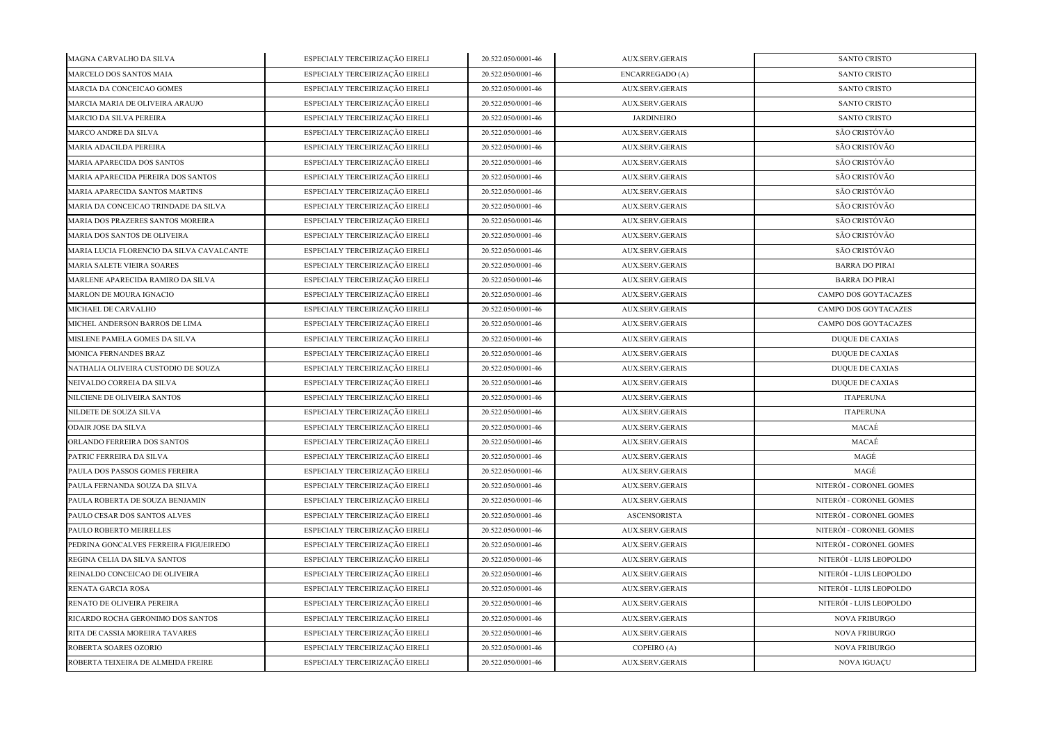| | | | | |
|---|---|---|---|---|
| MAGNA CARVALHO DA SILVA | ESPECIALY TERCEIRIZAÇÃO EIRELI | 20.522.050/0001-46 | AUX.SERV.GERAIS | SANTO CRISTO |
| MARCELO DOS SANTOS MAIA | ESPECIALY TERCEIRIZAÇÃO EIRELI | 20.522.050/0001-46 | ENCARREGADO (A) | SANTO CRISTO |
| MARCIA DA CONCEICAO GOMES | ESPECIALY TERCEIRIZAÇÃO EIRELI | 20.522.050/0001-46 | AUX.SERV.GERAIS | SANTO CRISTO |
| MARCIA MARIA DE OLIVEIRA ARAUJO | ESPECIALY TERCEIRIZAÇÃO EIRELI | 20.522.050/0001-46 | AUX.SERV.GERAIS | SANTO CRISTO |
| MARCIO DA SILVA PEREIRA | ESPECIALY TERCEIRIZAÇÃO EIRELI | 20.522.050/0001-46 | JARDINEIRO | SANTO CRISTO |
| MARCO ANDRE DA SILVA | ESPECIALY TERCEIRIZAÇÃO EIRELI | 20.522.050/0001-46 | AUX.SERV.GERAIS | SÃO CRISTÓVÃO |
| MARIA ADACILDA PEREIRA | ESPECIALY TERCEIRIZAÇÃO EIRELI | 20.522.050/0001-46 | AUX.SERV.GERAIS | SÃO CRISTÓVÃO |
| MARIA APARECIDA DOS SANTOS | ESPECIALY TERCEIRIZAÇÃO EIRELI | 20.522.050/0001-46 | AUX.SERV.GERAIS | SÃO CRISTÓVÃO |
| MARIA APARECIDA PEREIRA DOS SANTOS | ESPECIALY TERCEIRIZAÇÃO EIRELI | 20.522.050/0001-46 | AUX.SERV.GERAIS | SÃO CRISTÓVÃO |
| MARIA APARECIDA SANTOS MARTINS | ESPECIALY TERCEIRIZAÇÃO EIRELI | 20.522.050/0001-46 | AUX.SERV.GERAIS | SÃO CRISTÓVÃO |
| MARIA DA CONCEICAO TRINDADE DA SILVA | ESPECIALY TERCEIRIZAÇÃO EIRELI | 20.522.050/0001-46 | AUX.SERV.GERAIS | SÃO CRISTÓVÃO |
| MARIA DOS PRAZERES SANTOS MOREIRA | ESPECIALY TERCEIRIZAÇÃO EIRELI | 20.522.050/0001-46 | AUX.SERV.GERAIS | SÃO CRISTÓVÃO |
| MARIA DOS SANTOS DE OLIVEIRA | ESPECIALY TERCEIRIZAÇÃO EIRELI | 20.522.050/0001-46 | AUX.SERV.GERAIS | SÃO CRISTÓVÃO |
| MARIA LUCIA FLORENCIO DA SILVA CAVALCANTE | ESPECIALY TERCEIRIZAÇÃO EIRELI | 20.522.050/0001-46 | AUX.SERV.GERAIS | SÃO CRISTÓVÃO |
| MARIA SALETE VIEIRA SOARES | ESPECIALY TERCEIRIZAÇÃO EIRELI | 20.522.050/0001-46 | AUX.SERV.GERAIS | BARRA DO PIRAI |
| MARLENE APARECIDA RAMIRO DA SILVA | ESPECIALY TERCEIRIZAÇÃO EIRELI | 20.522.050/0001-46 | AUX.SERV.GERAIS | BARRA DO PIRAI |
| MARLON DE MOURA IGNACIO | ESPECIALY TERCEIRIZAÇÃO EIRELI | 20.522.050/0001-46 | AUX.SERV.GERAIS | CAMPO DOS GOYTACAZES |
| MICHAEL DE CARVALHO | ESPECIALY TERCEIRIZAÇÃO EIRELI | 20.522.050/0001-46 | AUX.SERV.GERAIS | CAMPO DOS GOYTACAZES |
| MICHEL ANDERSON BARROS DE LIMA | ESPECIALY TERCEIRIZAÇÃO EIRELI | 20.522.050/0001-46 | AUX.SERV.GERAIS | CAMPO DOS GOYTACAZES |
| MISLENE PAMELA GOMES DA SILVA | ESPECIALY TERCEIRIZAÇÃO EIRELI | 20.522.050/0001-46 | AUX.SERV.GERAIS | DUQUE DE CAXIAS |
| MONICA FERNANDES BRAZ | ESPECIALY TERCEIRIZAÇÃO EIRELI | 20.522.050/0001-46 | AUX.SERV.GERAIS | DUQUE DE CAXIAS |
| NATHALIA OLIVEIRA CUSTODIO DE SOUZA | ESPECIALY TERCEIRIZAÇÃO EIRELI | 20.522.050/0001-46 | AUX.SERV.GERAIS | DUQUE DE CAXIAS |
| NEIVALDO CORREIA DA SILVA | ESPECIALY TERCEIRIZAÇÃO EIRELI | 20.522.050/0001-46 | AUX.SERV.GERAIS | DUQUE DE CAXIAS |
| NILCIENE DE OLIVEIRA SANTOS | ESPECIALY TERCEIRIZAÇÃO EIRELI | 20.522.050/0001-46 | AUX.SERV.GERAIS | ITAPERUNA |
| NILDETE DE SOUZA SILVA | ESPECIALY TERCEIRIZAÇÃO EIRELI | 20.522.050/0001-46 | AUX.SERV.GERAIS | ITAPERUNA |
| ODAIR JOSE DA SILVA | ESPECIALY TERCEIRIZAÇÃO EIRELI | 20.522.050/0001-46 | AUX.SERV.GERAIS | MACAÉ |
| ORLANDO FERREIRA DOS SANTOS | ESPECIALY TERCEIRIZAÇÃO EIRELI | 20.522.050/0001-46 | AUX.SERV.GERAIS | MACAÉ |
| PATRIC FERREIRA DA SILVA | ESPECIALY TERCEIRIZAÇÃO EIRELI | 20.522.050/0001-46 | AUX.SERV.GERAIS | MAGÉ |
| PAULA DOS PASSOS GOMES FEREIRA | ESPECIALY TERCEIRIZAÇÃO EIRELI | 20.522.050/0001-46 | AUX.SERV.GERAIS | MAGÉ |
| PAULA FERNANDA SOUZA DA SILVA | ESPECIALY TERCEIRIZAÇÃO EIRELI | 20.522.050/0001-46 | AUX.SERV.GERAIS | NITERÓI - CORONEL GOMES |
| PAULA ROBERTA DE SOUZA BENJAMIN | ESPECIALY TERCEIRIZAÇÃO EIRELI | 20.522.050/0001-46 | AUX.SERV.GERAIS | NITERÓI - CORONEL GOMES |
| PAULO CESAR DOS SANTOS ALVES | ESPECIALY TERCEIRIZAÇÃO EIRELI | 20.522.050/0001-46 | ASCENSORISTA | NITERÓI - CORONEL GOMES |
| PAULO ROBERTO MEIRELLES | ESPECIALY TERCEIRIZAÇÃO EIRELI | 20.522.050/0001-46 | AUX.SERV.GERAIS | NITERÓI - CORONEL GOMES |
| PEDRINA GONCALVES FERREIRA FIGUEIREDO | ESPECIALY TERCEIRIZAÇÃO EIRELI | 20.522.050/0001-46 | AUX.SERV.GERAIS | NITERÓI - CORONEL GOMES |
| REGINA CELIA DA SILVA SANTOS | ESPECIALY TERCEIRIZAÇÃO EIRELI | 20.522.050/0001-46 | AUX.SERV.GERAIS | NITERÓI - LUIS LEOPOLDO |
| REINALDO CONCEICAO DE OLIVEIRA | ESPECIALY TERCEIRIZAÇÃO EIRELI | 20.522.050/0001-46 | AUX.SERV.GERAIS | NITERÓI - LUIS LEOPOLDO |
| RENATA GARCIA ROSA | ESPECIALY TERCEIRIZAÇÃO EIRELI | 20.522.050/0001-46 | AUX.SERV.GERAIS | NITERÓI - LUIS LEOPOLDO |
| RENATO DE OLIVEIRA PEREIRA | ESPECIALY TERCEIRIZAÇÃO EIRELI | 20.522.050/0001-46 | AUX.SERV.GERAIS | NITERÓI - LUIS LEOPOLDO |
| RICARDO ROCHA GERONIMO DOS SANTOS | ESPECIALY TERCEIRIZAÇÃO EIRELI | 20.522.050/0001-46 | AUX.SERV.GERAIS | NOVA FRIBURGO |
| RITA DE CASSIA MOREIRA TAVARES | ESPECIALY TERCEIRIZAÇÃO EIRELI | 20.522.050/0001-46 | AUX.SERV.GERAIS | NOVA FRIBURGO |
| ROBERTA SOARES OZORIO | ESPECIALY TERCEIRIZAÇÃO EIRELI | 20.522.050/0001-46 | COPEIRO (A) | NOVA FRIBURGO |
| ROBERTA TEIXEIRA DE ALMEIDA FREIRE | ESPECIALY TERCEIRIZAÇÃO EIRELI | 20.522.050/0001-46 | AUX.SERV.GERAIS | NOVA IGUAÇU |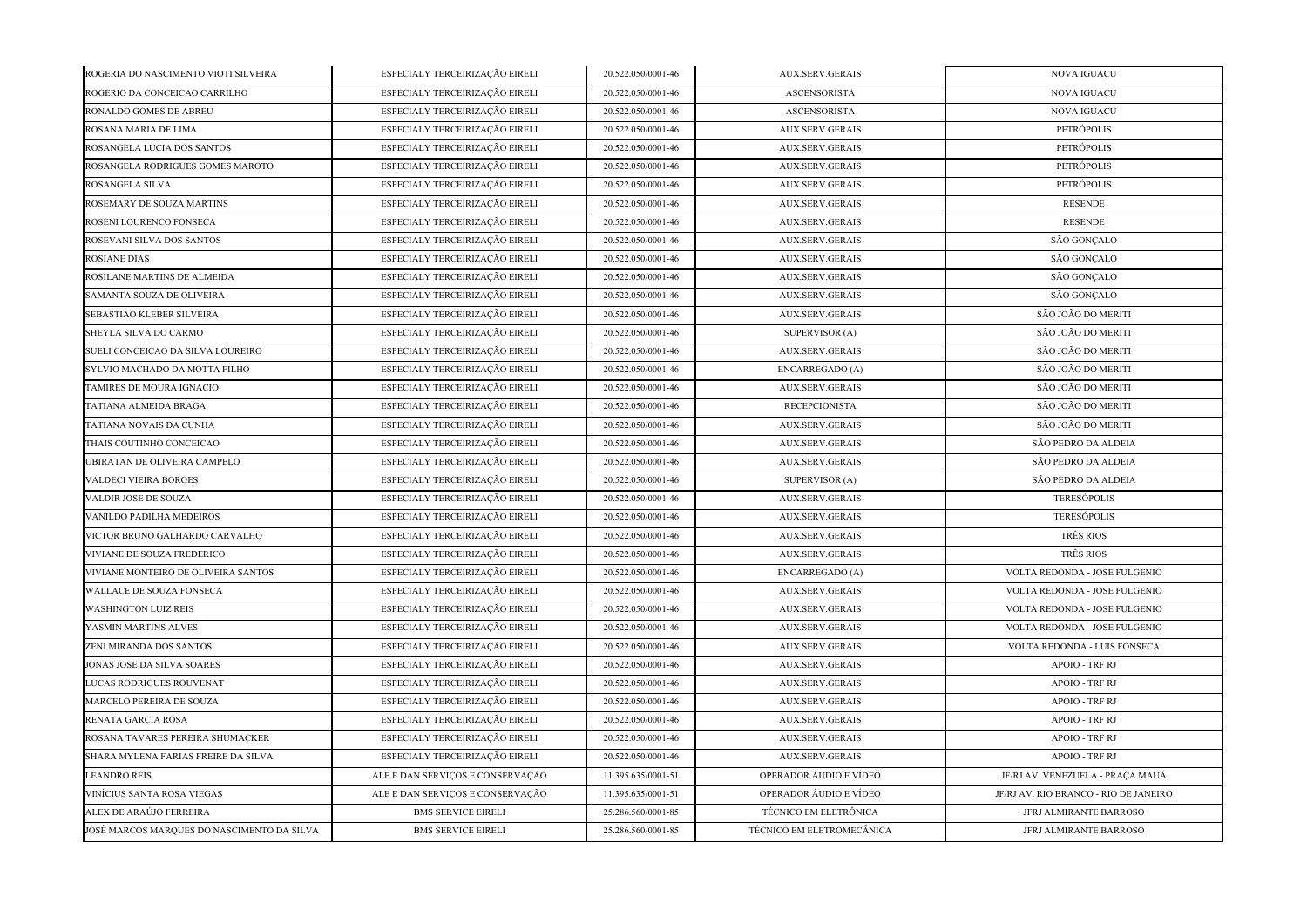| | | | | |
|---|---|---|---|---|
| ROGERIA DO NASCIMENTO VIOTI SILVEIRA | ESPECIALY TERCEIRIZAÇÃO EIRELI | 20.522.050/0001-46 | AUX.SERV.GERAIS | NOVA IGUAÇU |
| ROGERIO DA CONCEICAO CARRILHO | ESPECIALY TERCEIRIZAÇÃO EIRELI | 20.522.050/0001-46 | ASCENSORISTA | NOVA IGUAÇU |
| RONALDO GOMES DE ABREU | ESPECIALY TERCEIRIZAÇÃO EIRELI | 20.522.050/0001-46 | ASCENSORISTA | NOVA IGUAÇU |
| ROSANA MARIA DE LIMA | ESPECIALY TERCEIRIZAÇÃO EIRELI | 20.522.050/0001-46 | AUX.SERV.GERAIS | PETRÓPOLIS |
| ROSANGELA LUCIA DOS SANTOS | ESPECIALY TERCEIRIZAÇÃO EIRELI | 20.522.050/0001-46 | AUX.SERV.GERAIS | PETRÓPOLIS |
| ROSANGELA RODRIGUES GOMES MAROTO | ESPECIALY TERCEIRIZAÇÃO EIRELI | 20.522.050/0001-46 | AUX.SERV.GERAIS | PETRÓPOLIS |
| ROSANGELA SILVA | ESPECIALY TERCEIRIZAÇÃO EIRELI | 20.522.050/0001-46 | AUX.SERV.GERAIS | PETRÓPOLIS |
| ROSEMARY DE SOUZA MARTINS | ESPECIALY TERCEIRIZAÇÃO EIRELI | 20.522.050/0001-46 | AUX.SERV.GERAIS | RESENDE |
| ROSENI LOURENCO FONSECA | ESPECIALY TERCEIRIZAÇÃO EIRELI | 20.522.050/0001-46 | AUX.SERV.GERAIS | RESENDE |
| ROSEVANI SILVA DOS SANTOS | ESPECIALY TERCEIRIZAÇÃO EIRELI | 20.522.050/0001-46 | AUX.SERV.GERAIS | SÃO GONÇALO |
| ROSIANE DIAS | ESPECIALY TERCEIRIZAÇÃO EIRELI | 20.522.050/0001-46 | AUX.SERV.GERAIS | SÃO GONÇALO |
| ROSILANE MARTINS DE ALMEIDA | ESPECIALY TERCEIRIZAÇÃO EIRELI | 20.522.050/0001-46 | AUX.SERV.GERAIS | SÃO GONÇALO |
| SAMANTA SOUZA DE OLIVEIRA | ESPECIALY TERCEIRIZAÇÃO EIRELI | 20.522.050/0001-46 | AUX.SERV.GERAIS | SÃO GONÇALO |
| SEBASTIAO KLEBER SILVEIRA | ESPECIALY TERCEIRIZAÇÃO EIRELI | 20.522.050/0001-46 | AUX.SERV.GERAIS | SÃO JOÃO DO MERITI |
| SHEYLA SILVA DO CARMO | ESPECIALY TERCEIRIZAÇÃO EIRELI | 20.522.050/0001-46 | SUPERVISOR (A) | SÃO JOÃO DO MERITI |
| SUELI CONCEICAO DA SILVA LOUREIRO | ESPECIALY TERCEIRIZAÇÃO EIRELI | 20.522.050/0001-46 | AUX.SERV.GERAIS | SÃO JOÃO DO MERITI |
| SYLVIO MACHADO DA MOTTA FILHO | ESPECIALY TERCEIRIZAÇÃO EIRELI | 20.522.050/0001-46 | ENCARREGADO (A) | SÃO JOÃO DO MERITI |
| TAMIRES DE MOURA IGNACIO | ESPECIALY TERCEIRIZAÇÃO EIRELI | 20.522.050/0001-46 | AUX.SERV.GERAIS | SÃO JOÃO DO MERITI |
| TATIANA ALMEIDA BRAGA | ESPECIALY TERCEIRIZAÇÃO EIRELI | 20.522.050/0001-46 | RECEPCIONISTA | SÃO JOÃO DO MERITI |
| TATIANA NOVAIS DA CUNHA | ESPECIALY TERCEIRIZAÇÃO EIRELI | 20.522.050/0001-46 | AUX.SERV.GERAIS | SÃO JOÃO DO MERITI |
| THAIS COUTINHO CONCEICAO | ESPECIALY TERCEIRIZAÇÃO EIRELI | 20.522.050/0001-46 | AUX.SERV.GERAIS | SÃO PEDRO DA ALDEIA |
| UBIRATAN DE OLIVEIRA CAMPELO | ESPECIALY TERCEIRIZAÇÃO EIRELI | 20.522.050/0001-46 | AUX.SERV.GERAIS | SÃO PEDRO DA ALDEIA |
| VALDECI VIEIRA BORGES | ESPECIALY TERCEIRIZAÇÃO EIRELI | 20.522.050/0001-46 | SUPERVISOR (A) | SÃO PEDRO DA ALDEIA |
| VALDIR JOSE DE SOUZA | ESPECIALY TERCEIRIZAÇÃO EIRELI | 20.522.050/0001-46 | AUX.SERV.GERAIS | TERESÓPOLIS |
| VANILDO PADILHA MEDEIROS | ESPECIALY TERCEIRIZAÇÃO EIRELI | 20.522.050/0001-46 | AUX.SERV.GERAIS | TERESÓPOLIS |
| VICTOR BRUNO GALHARDO CARVALHO | ESPECIALY TERCEIRIZAÇÃO EIRELI | 20.522.050/0001-46 | AUX.SERV.GERAIS | TRÊS RIOS |
| VIVIANE DE SOUZA FREDERICO | ESPECIALY TERCEIRIZAÇÃO EIRELI | 20.522.050/0001-46 | AUX.SERV.GERAIS | TRÊS RIOS |
| VIVIANE MONTEIRO DE OLIVEIRA SANTOS | ESPECIALY TERCEIRIZAÇÃO EIRELI | 20.522.050/0001-46 | ENCARREGADO (A) | VOLTA REDONDA - JOSE FULGENIO |
| WALLACE DE SOUZA FONSECA | ESPECIALY TERCEIRIZAÇÃO EIRELI | 20.522.050/0001-46 | AUX.SERV.GERAIS | VOLTA REDONDA - JOSE FULGENIO |
| WASHINGTON LUIZ REIS | ESPECIALY TERCEIRIZAÇÃO EIRELI | 20.522.050/0001-46 | AUX.SERV.GERAIS | VOLTA REDONDA - JOSE FULGENIO |
| YASMIN MARTINS ALVES | ESPECIALY TERCEIRIZAÇÃO EIRELI | 20.522.050/0001-46 | AUX.SERV.GERAIS | VOLTA REDONDA - JOSE FULGENIO |
| ZENI MIRANDA DOS SANTOS | ESPECIALY TERCEIRIZAÇÃO EIRELI | 20.522.050/0001-46 | AUX.SERV.GERAIS | VOLTA REDONDA - LUIS FONSECA |
| JONAS JOSE DA SILVA SOARES | ESPECIALY TERCEIRIZAÇÃO EIRELI | 20.522.050/0001-46 | AUX.SERV.GERAIS | APOIO - TRF RJ |
| LUCAS RODRIGUES ROUVENAT | ESPECIALY TERCEIRIZAÇÃO EIRELI | 20.522.050/0001-46 | AUX.SERV.GERAIS | APOIO - TRF RJ |
| MARCELO PEREIRA DE SOUZA | ESPECIALY TERCEIRIZAÇÃO EIRELI | 20.522.050/0001-46 | AUX.SERV.GERAIS | APOIO - TRF RJ |
| RENATA GARCIA ROSA | ESPECIALY TERCEIRIZAÇÃO EIRELI | 20.522.050/0001-46 | AUX.SERV.GERAIS | APOIO - TRF RJ |
| ROSANA TAVARES PEREIRA SHUMACKER | ESPECIALY TERCEIRIZAÇÃO EIRELI | 20.522.050/0001-46 | AUX.SERV.GERAIS | APOIO - TRF RJ |
| SHARA MYLENA FARIAS FREIRE DA SILVA | ESPECIALY TERCEIRIZAÇÃO EIRELI | 20.522.050/0001-46 | AUX.SERV.GERAIS | APOIO - TRF RJ |
| LEANDRO REIS | ALE E DAN SERVIÇOS E CONSERVAÇÃO | 11.395.635/0001-51 | OPERADOR ÁUDIO E VÍDEO | JF/RJ AV. VENEZUELA - PRAÇA MAUÁ |
| VINÍCIUS SANTA ROSA VIEGAS | ALE E DAN SERVIÇOS E CONSERVAÇÃO | 11.395.635/0001-51 | OPERADOR ÁUDIO E VÍDEO | JF/RJ AV. RIO BRANCO - RIO DE JANEIRO |
| ALEX DE ARAÚJO FERREIRA | BMS SERVICE EIRELI | 25.286.560/0001-85 | TÉCNICO EM ELETRÔNICA | JFRJ ALMIRANTE BARROSO |
| JOSÉ MARCOS MARQUES DO NASCIMENTO DA SILVA | BMS SERVICE EIRELI | 25.286.560/0001-85 | TÉCNICO EM ELETROMECÂNICA | JFRJ ALMIRANTE BARROSO |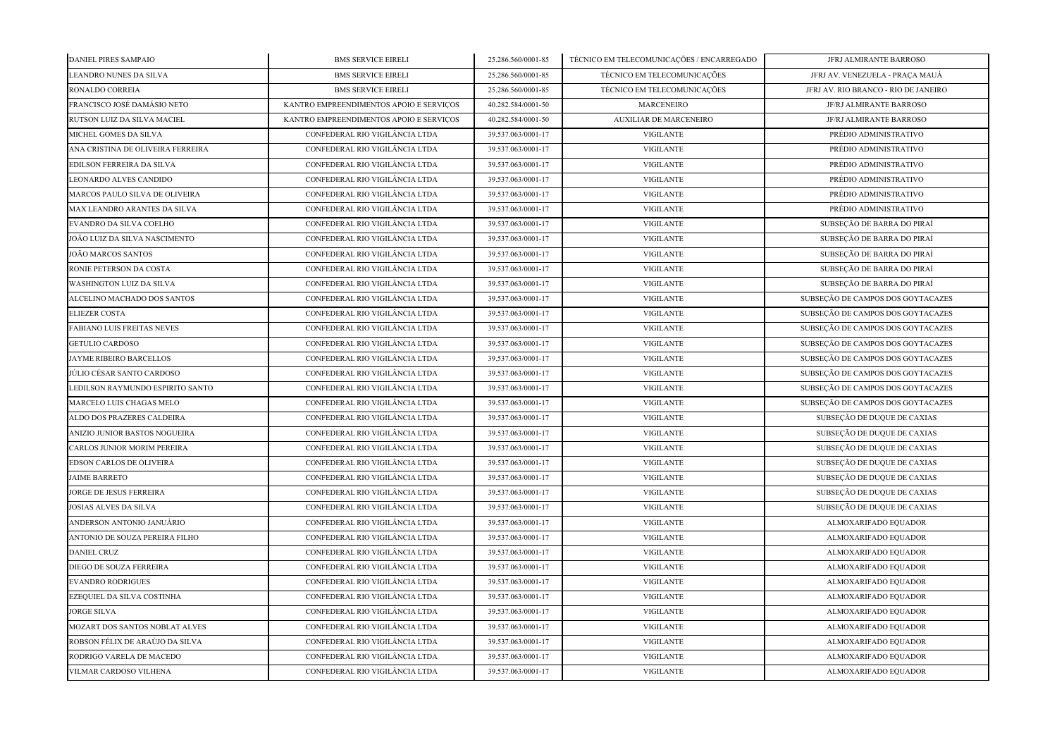| | | | | |
|---|---|---|---|---|
| DANIEL PIRES SAMPAIO | BMS SERVICE EIRELI | 25.286.560/0001-85 | TÉCNICO EM TELECOMUNICAÇÕES / ENCARREGADO | JFRJ ALMIRANTE BARROSO |
| LEANDRO NUNES DA SILVA | BMS SERVICE EIRELI | 25.286.560/0001-85 | TÉCNICO EM TELECOMUNICAÇÕES | JFRJ AV. VENEZUELA - PRAÇA MAUÁ |
| RONALDO CORREIA | BMS SERVICE EIRELI | 25.286.560/0001-85 | TÉCNICO EM TELECOMUNICAÇÕES | JFRJ AV. RIO BRANCO - RIO DE JANEIRO |
| FRANCISCO JOSÉ DAMÁSIO NETO | KANTRO EMPREENDIMENTOS APOIO E SERVIÇOS | 40.282.584/0001-50 | MARCENEIRO | JF/RJ ALMIRANTE BARROSO |
| RUTSON LUIZ DA SILVA MACIEL | KANTRO EMPREENDIMENTOS APOIO E SERVIÇOS | 40.282.584/0001-50 | AUXILIAR DE MARCENEIRO | JF/RJ ALMIRANTE BARROSO |
| MICHEL GOMES DA SILVA | CONFEDERAL RIO VIGILÂNCIA LTDA | 39.537.063/0001-17 | VIGILANTE | PRÉDIO ADMINISTRATIVO |
| ANA CRISTINA DE OLIVEIRA FERREIRA | CONFEDERAL RIO VIGILÂNCIA LTDA | 39.537.063/0001-17 | VIGILANTE | PRÉDIO ADMINISTRATIVO |
| EDILSON FERREIRA DA SILVA | CONFEDERAL RIO VIGILÂNCIA LTDA | 39.537.063/0001-17 | VIGILANTE | PRÉDIO ADMINISTRATIVO |
| LEONARDO ALVES CANDIDO | CONFEDERAL RIO VIGILÂNCIA LTDA | 39.537.063/0001-17 | VIGILANTE | PRÉDIO ADMINISTRATIVO |
| MARCOS PAULO SILVA DE OLIVEIRA | CONFEDERAL RIO VIGILÂNCIA LTDA | 39.537.063/0001-17 | VIGILANTE | PRÉDIO ADMINISTRATIVO |
| MAX LEANDRO ARANTES DA SILVA | CONFEDERAL RIO VIGILÂNCIA LTDA | 39.537.063/0001-17 | VIGILANTE | PRÉDIO ADMINISTRATIVO |
| EVANDRO DA SILVA COELHO | CONFEDERAL RIO VIGILÂNCIA LTDA | 39.537.063/0001-17 | VIGILANTE | SUBSEÇÃO DE BARRA DO PIRAÍ |
| JOÃO LUIZ DA SILVA NASCIMENTO | CONFEDERAL RIO VIGILÂNCIA LTDA | 39.537.063/0001-17 | VIGILANTE | SUBSEÇÃO DE BARRA DO PIRAÍ |
| JOÃO MARCOS SANTOS | CONFEDERAL RIO VIGILÂNCIA LTDA | 39.537.063/0001-17 | VIGILANTE | SUBSEÇÃO DE BARRA DO PIRAÍ |
| RONIE PETERSON DA COSTA | CONFEDERAL RIO VIGILÂNCIA LTDA | 39.537.063/0001-17 | VIGILANTE | SUBSEÇÃO DE BARRA DO PIRAÍ |
| WASHINGTON LUIZ DA SILVA | CONFEDERAL RIO VIGILÂNCIA LTDA | 39.537.063/0001-17 | VIGILANTE | SUBSEÇÃO DE BARRA DO PIRAÍ |
| ALCELINO MACHADO DOS SANTOS | CONFEDERAL RIO VIGILÂNCIA LTDA | 39.537.063/0001-17 | VIGILANTE | SUBSEÇÃO DE CAMPOS DOS GOYTACAZES |
| ELIEZER COSTA | CONFEDERAL RIO VIGILÂNCIA LTDA | 39.537.063/0001-17 | VIGILANTE | SUBSEÇÃO DE CAMPOS DOS GOYTACAZES |
| FABIANO LUIS FREITAS NEVES | CONFEDERAL RIO VIGILÂNCIA LTDA | 39.537.063/0001-17 | VIGILANTE | SUBSEÇÃO DE CAMPOS DOS GOYTACAZES |
| GETULIO CARDOSO | CONFEDERAL RIO VIGILÂNCIA LTDA | 39.537.063/0001-17 | VIGILANTE | SUBSEÇÃO DE CAMPOS DOS GOYTACAZES |
| JAYME RIBEIRO BARCELLOS | CONFEDERAL RIO VIGILÂNCIA LTDA | 39.537.063/0001-17 | VIGILANTE | SUBSEÇÃO DE CAMPOS DOS GOYTACAZES |
| JÚLIO CÉSAR SANTO CARDOSO | CONFEDERAL RIO VIGILÂNCIA LTDA | 39.537.063/0001-17 | VIGILANTE | SUBSEÇÃO DE CAMPOS DOS GOYTACAZES |
| LEDILSON RAYMUNDO ESPIRITO SANTO | CONFEDERAL RIO VIGILÂNCIA LTDA | 39.537.063/0001-17 | VIGILANTE | SUBSEÇÃO DE CAMPOS DOS GOYTACAZES |
| MARCELO LUIS CHAGAS MELO | CONFEDERAL RIO VIGILÂNCIA LTDA | 39.537.063/0001-17 | VIGILANTE | SUBSEÇÃO DE CAMPOS DOS GOYTACAZES |
| ALDO DOS PRAZERES CALDEIRA | CONFEDERAL RIO VIGILÂNCIA LTDA | 39.537.063/0001-17 | VIGILANTE | SUBSEÇÃO DE DUQUE DE CAXIAS |
| ANIZIO JUNIOR BASTOS NOGUEIRA | CONFEDERAL RIO VIGILÂNCIA LTDA | 39.537.063/0001-17 | VIGILANTE | SUBSEÇÃO DE DUQUE DE CAXIAS |
| CARLOS JUNIOR MORIM PEREIRA | CONFEDERAL RIO VIGILÂNCIA LTDA | 39.537.063/0001-17 | VIGILANTE | SUBSEÇÃO DE DUQUE DE CAXIAS |
| EDSON CARLOS DE OLIVEIRA | CONFEDERAL RIO VIGILÂNCIA LTDA | 39.537.063/0001-17 | VIGILANTE | SUBSEÇÃO DE DUQUE DE CAXIAS |
| JAIME BARRETO | CONFEDERAL RIO VIGILÂNCIA LTDA | 39.537.063/0001-17 | VIGILANTE | SUBSEÇÃO DE DUQUE DE CAXIAS |
| JORGE DE JESUS FERREIRA | CONFEDERAL RIO VIGILÂNCIA LTDA | 39.537.063/0001-17 | VIGILANTE | SUBSEÇÃO DE DUQUE DE CAXIAS |
| JOSIAS ALVES DA SILVA | CONFEDERAL RIO VIGILÂNCIA LTDA | 39.537.063/0001-17 | VIGILANTE | SUBSEÇÃO DE DUQUE DE CAXIAS |
| ANDERSON ANTONIO JANUÁRIO | CONFEDERAL RIO VIGILÂNCIA LTDA | 39.537.063/0001-17 | VIGILANTE | ALMOXARIFADO EQUADOR |
| ANTONIO DE SOUZA PEREIRA FILHO | CONFEDERAL RIO VIGILÂNCIA LTDA | 39.537.063/0001-17 | VIGILANTE | ALMOXARIFADO EQUADOR |
| DANIEL CRUZ | CONFEDERAL RIO VIGILÂNCIA LTDA | 39.537.063/0001-17 | VIGILANTE | ALMOXARIFADO EQUADOR |
| DIEGO DE SOUZA FERREIRA | CONFEDERAL RIO VIGILÂNCIA LTDA | 39.537.063/0001-17 | VIGILANTE | ALMOXARIFADO EQUADOR |
| EVANDRO RODRIGUES | CONFEDERAL RIO VIGILÂNCIA LTDA | 39.537.063/0001-17 | VIGILANTE | ALMOXARIFADO EQUADOR |
| EZEQUIEL DA SILVA COSTINHA | CONFEDERAL RIO VIGILÂNCIA LTDA | 39.537.063/0001-17 | VIGILANTE | ALMOXARIFADO EQUADOR |
| JORGE SILVA | CONFEDERAL RIO VIGILÂNCIA LTDA | 39.537.063/0001-17 | VIGILANTE | ALMOXARIFADO EQUADOR |
| MOZART DOS SANTOS NOBLAT ALVES | CONFEDERAL RIO VIGILÂNCIA LTDA | 39.537.063/0001-17 | VIGILANTE | ALMOXARIFADO EQUADOR |
| ROBSON FÉLIX DE ARAÚJO DA SILVA | CONFEDERAL RIO VIGILÂNCIA LTDA | 39.537.063/0001-17 | VIGILANTE | ALMOXARIFADO EQUADOR |
| RODRIGO VARELA DE MACEDO | CONFEDERAL RIO VIGILÂNCIA LTDA | 39.537.063/0001-17 | VIGILANTE | ALMOXARIFADO EQUADOR |
| VILMAR CARDOSO VILHENA | CONFEDERAL RIO VIGILÂNCIA LTDA | 39.537.063/0001-17 | VIGILANTE | ALMOXARIFADO EQUADOR |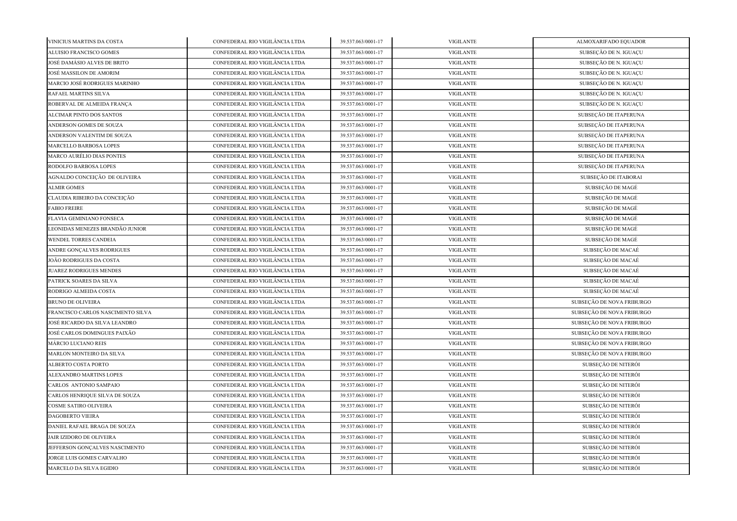| | | | | |
|---|---|---|---|---|
| VINICIUS MARTINS DA COSTA | CONFEDERAL RIO VIGILÂNCIA LTDA | 39.537.063/0001-17 | VIGILANTE | ALMOXARIFADO EQUADOR |
| ALUISIO FRANCISCO GOMES | CONFEDERAL RIO VIGILÂNCIA LTDA | 39.537.063/0001-17 | VIGILANTE | SUBSEÇÃO DE N. IGUAÇU |
| JOSÉ DAMÁSIO ALVES DE BRITO | CONFEDERAL RIO VIGILÂNCIA LTDA | 39.537.063/0001-17 | VIGILANTE | SUBSEÇÃO DE N. IGUAÇU |
| JOSÉ MASSILON DE AMORIM | CONFEDERAL RIO VIGILÂNCIA LTDA | 39.537.063/0001-17 | VIGILANTE | SUBSEÇÃO DE N. IGUAÇU |
| MARCIO JOSÉ RODRIGUES MARINHO | CONFEDERAL RIO VIGILÂNCIA LTDA | 39.537.063/0001-17 | VIGILANTE | SUBSEÇÃO DE N. IGUAÇU |
| RAFAEL MARTINS SILVA | CONFEDERAL RIO VIGILÂNCIA LTDA | 39.537.063/0001-17 | VIGILANTE | SUBSEÇÃO DE N. IGUAÇU |
| ROBERVAL DE ALMEIDA FRANÇA | CONFEDERAL RIO VIGILÂNCIA LTDA | 39.537.063/0001-17 | VIGILANTE | SUBSEÇÃO DE N. IGUAÇU |
| ALCIMAR PINTO DOS SANTOS | CONFEDERAL RIO VIGILÂNCIA LTDA | 39.537.063/0001-17 | VIGILANTE | SUBSEÇÃO DE ITAPERUNA |
| ANDERSON GOMES DE SOUZA | CONFEDERAL RIO VIGILÂNCIA LTDA | 39.537.063/0001-17 | VIGILANTE | SUBSEÇÃO DE ITAPERUNA |
| ANDERSON VALENTIM DE SOUZA | CONFEDERAL RIO VIGILÂNCIA LTDA | 39.537.063/0001-17 | VIGILANTE | SUBSEÇÃO DE ITAPERUNA |
| MARCELLO BARBOSA LOPES | CONFEDERAL RIO VIGILÂNCIA LTDA | 39.537.063/0001-17 | VIGILANTE | SUBSEÇÃO DE ITAPERUNA |
| MARCO AURÉLIO DIAS PONTES | CONFEDERAL RIO VIGILÂNCIA LTDA | 39.537.063/0001-17 | VIGILANTE | SUBSEÇÃO DE ITAPERUNA |
| RODOLFO BARBOSA LOPES | CONFEDERAL RIO VIGILÂNCIA LTDA | 39.537.063/0001-17 | VIGILANTE | SUBSEÇÃO DE ITAPERUNA |
| AGNALDO CONCEIÇÃO DE OLIVEIRA | CONFEDERAL RIO VIGILÂNCIA LTDA | 39.537.063/0001-17 | VIGILANTE | SUBSEÇÃO DE ITABORAI |
| ALMIR GOMES | CONFEDERAL RIO VIGILÂNCIA LTDA | 39.537.063/0001-17 | VIGILANTE | SUBSEÇÃO DE MAGÉ |
| CLAUDIA RIBEIRO DA CONCEIÇÃO | CONFEDERAL RIO VIGILÂNCIA LTDA | 39.537.063/0001-17 | VIGILANTE | SUBSEÇÃO DE MAGÉ |
| FABIO FREIRE | CONFEDERAL RIO VIGILÂNCIA LTDA | 39.537.063/0001-17 | VIGILANTE | SUBSEÇÃO DE MAGÉ |
| FLAVIA GEMINIANO FONSECA | CONFEDERAL RIO VIGILÂNCIA LTDA | 39.537.063/0001-17 | VIGILANTE | SUBSEÇÃO DE MAGÉ |
| LEONIDAS MENEZES BRANDÃO JUNIOR | CONFEDERAL RIO VIGILÂNCIA LTDA | 39.537.063/0001-17 | VIGILANTE | SUBSEÇÃO DE MAGÉ |
| WENDEL TORRES CANDEIA | CONFEDERAL RIO VIGILÂNCIA LTDA | 39.537.063/0001-17 | VIGILANTE | SUBSEÇÃO DE MAGÉ |
| ANDRE GONÇALVES RODRIGUES | CONFEDERAL RIO VIGILÂNCIA LTDA | 39.537.063/0001-17 | VIGILANTE | SUBSEÇÃO DE MACAÉ |
| JOÃO RODRIGUES DA COSTA | CONFEDERAL RIO VIGILÂNCIA LTDA | 39.537.063/0001-17 | VIGILANTE | SUBSEÇÃO DE MACAÉ |
| JUAREZ RODRIGUES MENDES | CONFEDERAL RIO VIGILÂNCIA LTDA | 39.537.063/0001-17 | VIGILANTE | SUBSEÇÃO DE MACAÉ |
| PATRICK SOARES DA SILVA | CONFEDERAL RIO VIGILÂNCIA LTDA | 39.537.063/0001-17 | VIGILANTE | SUBSEÇÃO DE MACAÉ |
| RODRIGO ALMEIDA COSTA | CONFEDERAL RIO VIGILÂNCIA LTDA | 39.537.063/0001-17 | VIGILANTE | SUBSEÇÃO DE MACAÉ |
| BRUNO DE OLIVEIRA | CONFEDERAL RIO VIGILÂNCIA LTDA | 39.537.063/0001-17 | VIGILANTE | SUBSEÇÃO DE NOVA FRIBURGO |
| FRANCISCO CARLOS NASCIMENTO SILVA | CONFEDERAL RIO VIGILÂNCIA LTDA | 39.537.063/0001-17 | VIGILANTE | SUBSEÇÃO DE NOVA FRIBURGO |
| JOSÉ RICARDO DA SILVA LEANDRO | CONFEDERAL RIO VIGILÂNCIA LTDA | 39.537.063/0001-17 | VIGILANTE | SUBSEÇÃO DE NOVA FRIBURGO |
| JOSÉ CARLOS DOMINGUES PAIXÃO | CONFEDERAL RIO VIGILÂNCIA LTDA | 39.537.063/0001-17 | VIGILANTE | SUBSEÇÃO DE NOVA FRIBURGO |
| MÁRCIO LUCIANO REIS | CONFEDERAL RIO VIGILÂNCIA LTDA | 39.537.063/0001-17 | VIGILANTE | SUBSEÇÃO DE NOVA FRIBURGO |
| MARLON MONTEIRO DA SILVA | CONFEDERAL RIO VIGILÂNCIA LTDA | 39.537.063/0001-17 | VIGILANTE | SUBSEÇÃO DE NOVA FRIBURGO |
| ALBERTO COSTA PORTO | CONFEDERAL RIO VIGILÂNCIA LTDA | 39.537.063/0001-17 | VIGILANTE | SUBSEÇÃO DE NITERÓI |
| ALEXANDRO MARTINS LOPES | CONFEDERAL RIO VIGILÂNCIA LTDA | 39.537.063/0001-17 | VIGILANTE | SUBSEÇÃO DE NITERÓI |
| CARLOS ANTONIO SAMPAIO | CONFEDERAL RIO VIGILÂNCIA LTDA | 39.537.063/0001-17 | VIGILANTE | SUBSEÇÃO DE NITERÓI |
| CARLOS HENRIQUE SILVA DE SOUZA | CONFEDERAL RIO VIGILÂNCIA LTDA | 39.537.063/0001-17 | VIGILANTE | SUBSEÇÃO DE NITERÓI |
| COSME SATIRO OLIVEIRA | CONFEDERAL RIO VIGILÂNCIA LTDA | 39.537.063/0001-17 | VIGILANTE | SUBSEÇÃO DE NITERÓI |
| DAGOBERTO VIEIRA | CONFEDERAL RIO VIGILÂNCIA LTDA | 39.537.063/0001-17 | VIGILANTE | SUBSEÇÃO DE NITERÓI |
| DANIEL RAFAEL BRAGA DE SOUZA | CONFEDERAL RIO VIGILÂNCIA LTDA | 39.537.063/0001-17 | VIGILANTE | SUBSEÇÃO DE NITERÓI |
| JAIR IZIDORO DE OLIVEIRA | CONFEDERAL RIO VIGILÂNCIA LTDA | 39.537.063/0001-17 | VIGILANTE | SUBSEÇÃO DE NITERÓI |
| JEFFERSON GONÇALVES NASCIMENTO | CONFEDERAL RIO VIGILÂNCIA LTDA | 39.537.063/0001-17 | VIGILANTE | SUBSEÇÃO DE NITERÓI |
| JORGE LUIS GOMES CARVALHO | CONFEDERAL RIO VIGILÂNCIA LTDA | 39.537.063/0001-17 | VIGILANTE | SUBSEÇÃO DE NITERÓI |
| MARCELO DA SILVA EGIDIO | CONFEDERAL RIO VIGILÂNCIA LTDA | 39.537.063/0001-17 | VIGILANTE | SUBSEÇÃO DE NITERÓI |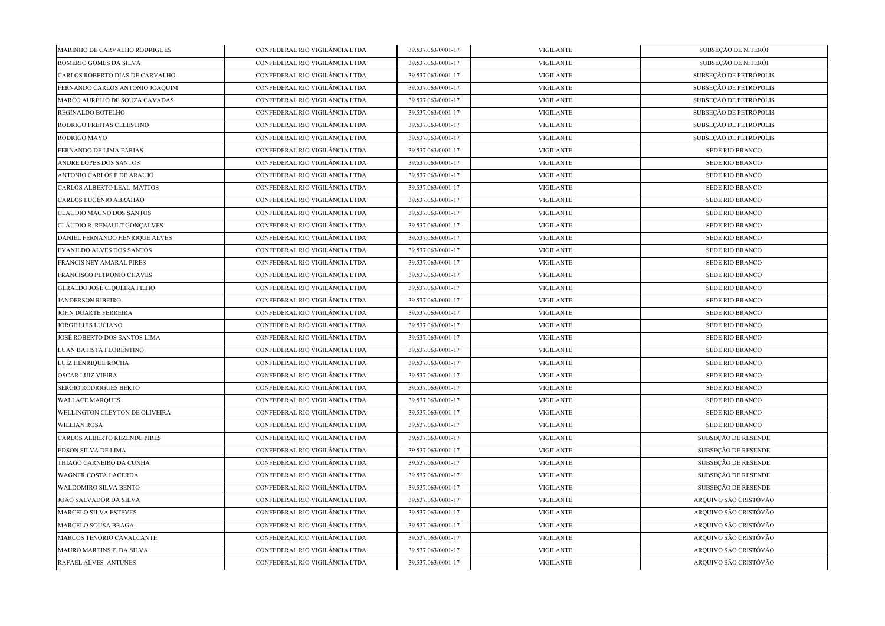| MARINHO DE CARVALHO RODRIGUES | CONFEDERAL RIO VIGILÂNCIA LTDA | 39.537.063/0001-17 | VIGILANTE | SUBSEÇÃO DE NITERÓI |
|---|---|---|---|---|
| ROMÉRIO GOMES DA SILVA | CONFEDERAL RIO VIGILÂNCIA LTDA | 39.537.063/0001-17 | VIGILANTE | SUBSEÇÃO DE NITERÓI |
| CARLOS ROBERTO DIAS DE CARVALHO | CONFEDERAL RIO VIGILÂNCIA LTDA | 39.537.063/0001-17 | VIGILANTE | SUBSEÇÃO DE PETRÓPOLIS |
| FERNANDO CARLOS ANTONIO JOAQUIM | CONFEDERAL RIO VIGILÂNCIA LTDA | 39.537.063/0001-17 | VIGILANTE | SUBSEÇÃO DE PETRÓPOLIS |
| MARCO AURÉLIO DE SOUZA CAVADAS | CONFEDERAL RIO VIGILÂNCIA LTDA | 39.537.063/0001-17 | VIGILANTE | SUBSEÇÃO DE PETRÓPOLIS |
| REGINALDO BOTELHO | CONFEDERAL RIO VIGILÂNCIA LTDA | 39.537.063/0001-17 | VIGILANTE | SUBSEÇÃO DE PETRÓPOLIS |
| RODRIGO FREITAS CELESTINO | CONFEDERAL RIO VIGILÂNCIA LTDA | 39.537.063/0001-17 | VIGILANTE | SUBSEÇÃO DE PETRÓPOLIS |
| RODRIGO MAYO | CONFEDERAL RIO VIGILÂNCIA LTDA | 39.537.063/0001-17 | VIGILANTE | SUBSEÇÃO DE PETRÓPOLIS |
| FERNANDO DE LIMA FARIAS | CONFEDERAL RIO VIGILÂNCIA LTDA | 39.537.063/0001-17 | VIGILANTE | SEDE RIO BRANCO |
| ANDRE LOPES DOS SANTOS | CONFEDERAL RIO VIGILÂNCIA LTDA | 39.537.063/0001-17 | VIGILANTE | SEDE RIO BRANCO |
| ANTONIO CARLOS F.DE ARAUJO | CONFEDERAL RIO VIGILÂNCIA LTDA | 39.537.063/0001-17 | VIGILANTE | SEDE RIO BRANCO |
| CARLOS ALBERTO LEAL MATTOS | CONFEDERAL RIO VIGILÂNCIA LTDA | 39.537.063/0001-17 | VIGILANTE | SEDE RIO BRANCO |
| CARLOS EUGÊNIO ABRAHÃO | CONFEDERAL RIO VIGILÂNCIA LTDA | 39.537.063/0001-17 | VIGILANTE | SEDE RIO BRANCO |
| CLAUDIO MAGNO DOS SANTOS | CONFEDERAL RIO VIGILÂNCIA LTDA | 39.537.063/0001-17 | VIGILANTE | SEDE RIO BRANCO |
| CLÁUDIO R. RENAULT GONÇALVES | CONFEDERAL RIO VIGILÂNCIA LTDA | 39.537.063/0001-17 | VIGILANTE | SEDE RIO BRANCO |
| DANIEL FERNANDO HENRIQUE ALVES | CONFEDERAL RIO VIGILÂNCIA LTDA | 39.537.063/0001-17 | VIGILANTE | SEDE RIO BRANCO |
| EVANILDO ALVES DOS SANTOS | CONFEDERAL RIO VIGILÂNCIA LTDA | 39.537.063/0001-17 | VIGILANTE | SEDE RIO BRANCO |
| FRANCIS NEY AMARAL PIRES | CONFEDERAL RIO VIGILÂNCIA LTDA | 39.537.063/0001-17 | VIGILANTE | SEDE RIO BRANCO |
| FRANCISCO PETRONIO CHAVES | CONFEDERAL RIO VIGILÂNCIA LTDA | 39.537.063/0001-17 | VIGILANTE | SEDE RIO BRANCO |
| GERALDO JOSÉ CIQUEIRA FILHO | CONFEDERAL RIO VIGILÂNCIA LTDA | 39.537.063/0001-17 | VIGILANTE | SEDE RIO BRANCO |
| JANDERSON RIBEIRO | CONFEDERAL RIO VIGILÂNCIA LTDA | 39.537.063/0001-17 | VIGILANTE | SEDE RIO BRANCO |
| JOHN DUARTE FERREIRA | CONFEDERAL RIO VIGILÂNCIA LTDA | 39.537.063/0001-17 | VIGILANTE | SEDE RIO BRANCO |
| JORGE LUIS LUCIANO | CONFEDERAL RIO VIGILÂNCIA LTDA | 39.537.063/0001-17 | VIGILANTE | SEDE RIO BRANCO |
| JOSÉ ROBERTO DOS SANTOS LIMA | CONFEDERAL RIO VIGILÂNCIA LTDA | 39.537.063/0001-17 | VIGILANTE | SEDE RIO BRANCO |
| LUAN BATISTA FLORENTINO | CONFEDERAL RIO VIGILÂNCIA LTDA | 39.537.063/0001-17 | VIGILANTE | SEDE RIO BRANCO |
| LUIZ HENRIQUE ROCHA | CONFEDERAL RIO VIGILÂNCIA LTDA | 39.537.063/0001-17 | VIGILANTE | SEDE RIO BRANCO |
| OSCAR LUIZ VIEIRA | CONFEDERAL RIO VIGILÂNCIA LTDA | 39.537.063/0001-17 | VIGILANTE | SEDE RIO BRANCO |
| SERGIO RODRIGUES BERTO | CONFEDERAL RIO VIGILÂNCIA LTDA | 39.537.063/0001-17 | VIGILANTE | SEDE RIO BRANCO |
| WALLACE MARQUES | CONFEDERAL RIO VIGILÂNCIA LTDA | 39.537.063/0001-17 | VIGILANTE | SEDE RIO BRANCO |
| WELLINGTON CLEYTON DE OLIVEIRA | CONFEDERAL RIO VIGILÂNCIA LTDA | 39.537.063/0001-17 | VIGILANTE | SEDE RIO BRANCO |
| WILLIAN ROSA | CONFEDERAL RIO VIGILÂNCIA LTDA | 39.537.063/0001-17 | VIGILANTE | SEDE RIO BRANCO |
| CARLOS ALBERTO REZENDE PIRES | CONFEDERAL RIO VIGILÂNCIA LTDA | 39.537.063/0001-17 | VIGILANTE | SUBSEÇÃO DE RESENDE |
| EDSON SILVA DE LIMA | CONFEDERAL RIO VIGILÂNCIA LTDA | 39.537.063/0001-17 | VIGILANTE | SUBSEÇÃO DE RESENDE |
| THIAGO CARNEIRO DA CUNHA | CONFEDERAL RIO VIGILÂNCIA LTDA | 39.537.063/0001-17 | VIGILANTE | SUBSEÇÃO DE RESENDE |
| WAGNER COSTA LACERDA | CONFEDERAL RIO VIGILÂNCIA LTDA | 39.537.063/0001-17 | VIGILANTE | SUBSEÇÃO DE RESENDE |
| WALDOMIRO SILVA BENTO | CONFEDERAL RIO VIGILÂNCIA LTDA | 39.537.063/0001-17 | VIGILANTE | SUBSEÇÃO DE RESENDE |
| JOÃO SALVADOR DA SILVA | CONFEDERAL RIO VIGILÂNCIA LTDA | 39.537.063/0001-17 | VIGILANTE | ARQUIVO SÃO CRISTÓVÃO |
| MARCELO SILVA ESTEVES | CONFEDERAL RIO VIGILÂNCIA LTDA | 39.537.063/0001-17 | VIGILANTE | ARQUIVO SÃO CRISTÓVÃO |
| MARCELO SOUSA BRAGA | CONFEDERAL RIO VIGILÂNCIA LTDA | 39.537.063/0001-17 | VIGILANTE | ARQUIVO SÃO CRISTÓVÃO |
| MARCOS TENÓRIO CAVALCANTE | CONFEDERAL RIO VIGILÂNCIA LTDA | 39.537.063/0001-17 | VIGILANTE | ARQUIVO SÃO CRISTÓVÃO |
| MAURO MARTINS F. DA SILVA | CONFEDERAL RIO VIGILÂNCIA LTDA | 39.537.063/0001-17 | VIGILANTE | ARQUIVO SÃO CRISTÓVÃO |
| RAFAEL ALVES ANTUNES | CONFEDERAL RIO VIGILÂNCIA LTDA | 39.537.063/0001-17 | VIGILANTE | ARQUIVO SÃO CRISTÓVÃO |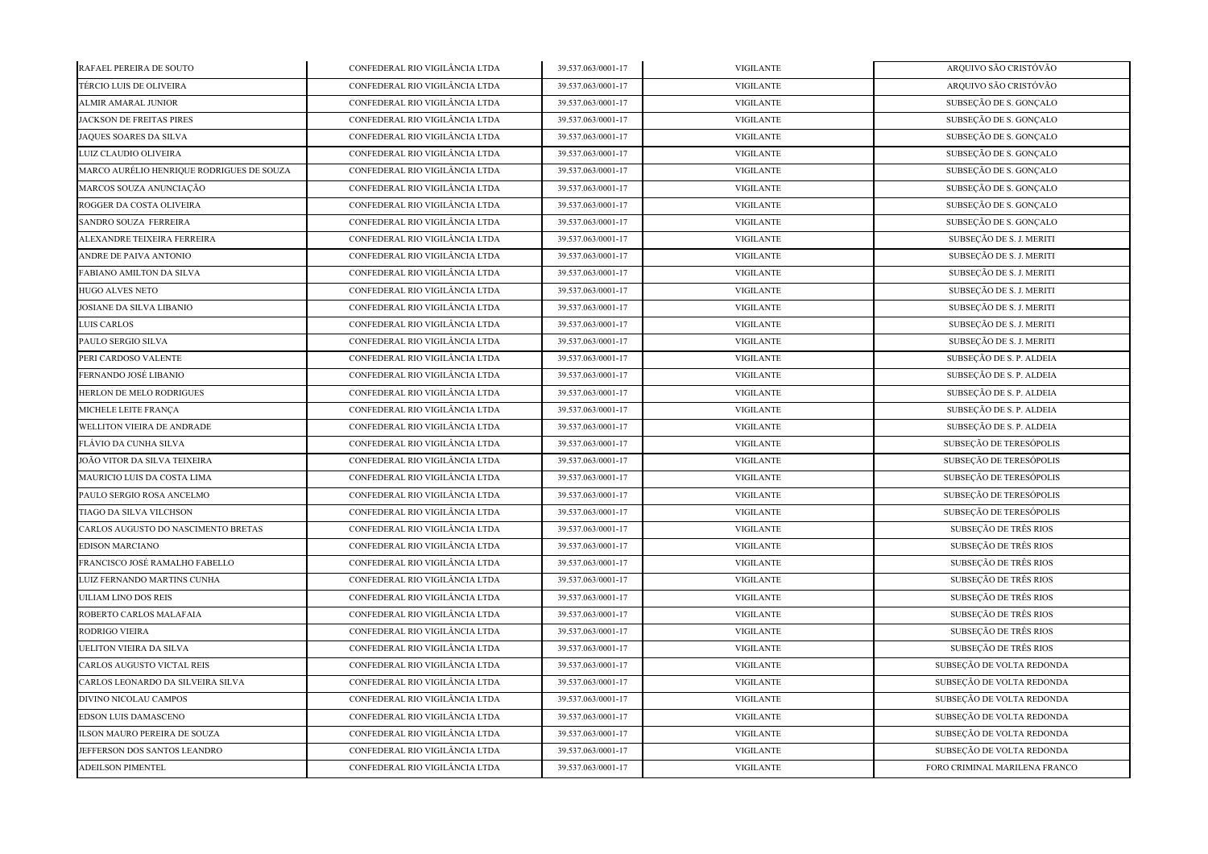| | | | | |
|---|---|---|---|---|
| RAFAEL PEREIRA DE SOUTO | CONFEDERAL RIO VIGILÂNCIA LTDA | 39.537.063/0001-17 | VIGILANTE | ARQUIVO SÃO CRISTÓVÃO |
| TÉRCIO LUIS DE OLIVEIRA | CONFEDERAL RIO VIGILÂNCIA LTDA | 39.537.063/0001-17 | VIGILANTE | ARQUIVO SÃO CRISTÓVÃO |
| ALMIR AMARAL JUNIOR | CONFEDERAL RIO VIGILÂNCIA LTDA | 39.537.063/0001-17 | VIGILANTE | SUBSEÇÃO DE S. GONÇALO |
| JACKSON DE FREITAS PIRES | CONFEDERAL RIO VIGILÂNCIA LTDA | 39.537.063/0001-17 | VIGILANTE | SUBSEÇÃO DE S. GONÇALO |
| JAQUES SOARES DA SILVA | CONFEDERAL RIO VIGILÂNCIA LTDA | 39.537.063/0001-17 | VIGILANTE | SUBSEÇÃO DE S. GONÇALO |
| LUIZ CLAUDIO OLIVEIRA | CONFEDERAL RIO VIGILÂNCIA LTDA | 39.537.063/0001-17 | VIGILANTE | SUBSEÇÃO DE S. GONÇALO |
| MARCO AURÉLIO HENRIQUE RODRIGUES DE SOUZA | CONFEDERAL RIO VIGILÂNCIA LTDA | 39.537.063/0001-17 | VIGILANTE | SUBSEÇÃO DE S. GONÇALO |
| MARCOS SOUZA ANUNCIAÇÃO | CONFEDERAL RIO VIGILÂNCIA LTDA | 39.537.063/0001-17 | VIGILANTE | SUBSEÇÃO DE S. GONÇALO |
| ROGGER DA COSTA OLIVEIRA | CONFEDERAL RIO VIGILÂNCIA LTDA | 39.537.063/0001-17 | VIGILANTE | SUBSEÇÃO DE S. GONÇALO |
| SANDRO SOUZA FERREIRA | CONFEDERAL RIO VIGILÂNCIA LTDA | 39.537.063/0001-17 | VIGILANTE | SUBSEÇÃO DE S. GONÇALO |
| ALEXANDRE TEIXEIRA FERREIRA | CONFEDERAL RIO VIGILÂNCIA LTDA | 39.537.063/0001-17 | VIGILANTE | SUBSEÇÃO DE S. J. MERITI |
| ANDRE DE PAIVA ANTONIO | CONFEDERAL RIO VIGILÂNCIA LTDA | 39.537.063/0001-17 | VIGILANTE | SUBSEÇÃO DE S. J. MERITI |
| FABIANO AMILTON DA SILVA | CONFEDERAL RIO VIGILÂNCIA LTDA | 39.537.063/0001-17 | VIGILANTE | SUBSEÇÃO DE S. J. MERITI |
| HUGO ALVES NETO | CONFEDERAL RIO VIGILÂNCIA LTDA | 39.537.063/0001-17 | VIGILANTE | SUBSEÇÃO DE S. J. MERITI |
| JOSIANE DA SILVA LIBANIO | CONFEDERAL RIO VIGILÂNCIA LTDA | 39.537.063/0001-17 | VIGILANTE | SUBSEÇÃO DE S. J. MERITI |
| LUIS CARLOS | CONFEDERAL RIO VIGILÂNCIA LTDA | 39.537.063/0001-17 | VIGILANTE | SUBSEÇÃO DE S. J. MERITI |
| PAULO SERGIO SILVA | CONFEDERAL RIO VIGILÂNCIA LTDA | 39.537.063/0001-17 | VIGILANTE | SUBSEÇÃO DE S. J. MERITI |
| PERI CARDOSO VALENTE | CONFEDERAL RIO VIGILÂNCIA LTDA | 39.537.063/0001-17 | VIGILANTE | SUBSEÇÃO DE S. P. ALDEIA |
| FERNANDO JOSÉ LIBANIO | CONFEDERAL RIO VIGILÂNCIA LTDA | 39.537.063/0001-17 | VIGILANTE | SUBSEÇÃO DE S. P. ALDEIA |
| HERLON DE MELO RODRIGUES | CONFEDERAL RIO VIGILÂNCIA LTDA | 39.537.063/0001-17 | VIGILANTE | SUBSEÇÃO DE S. P. ALDEIA |
| MICHELE LEITE FRANÇA | CONFEDERAL RIO VIGILÂNCIA LTDA | 39.537.063/0001-17 | VIGILANTE | SUBSEÇÃO DE S. P. ALDEIA |
| WELLITON VIEIRA DE ANDRADE | CONFEDERAL RIO VIGILÂNCIA LTDA | 39.537.063/0001-17 | VIGILANTE | SUBSEÇÃO DE S. P. ALDEIA |
| FLÁVIO DA CUNHA SILVA | CONFEDERAL RIO VIGILÂNCIA LTDA | 39.537.063/0001-17 | VIGILANTE | SUBSEÇÃO DE TERESÓPOLIS |
| JOÃO VITOR DA SILVA TEIXEIRA | CONFEDERAL RIO VIGILÂNCIA LTDA | 39.537.063/0001-17 | VIGILANTE | SUBSEÇÃO DE TERESÓPOLIS |
| MAURICIO LUIS DA COSTA LIMA | CONFEDERAL RIO VIGILÂNCIA LTDA | 39.537.063/0001-17 | VIGILANTE | SUBSEÇÃO DE TERESÓPOLIS |
| PAULO SERGIO ROSA ANCELMO | CONFEDERAL RIO VIGILÂNCIA LTDA | 39.537.063/0001-17 | VIGILANTE | SUBSEÇÃO DE TERESÓPOLIS |
| TIAGO DA SILVA VILCHSON | CONFEDERAL RIO VIGILÂNCIA LTDA | 39.537.063/0001-17 | VIGILANTE | SUBSEÇÃO DE TERESÓPOLIS |
| CARLOS AUGUSTO DO NASCIMENTO BRETAS | CONFEDERAL RIO VIGILÂNCIA LTDA | 39.537.063/0001-17 | VIGILANTE | SUBSEÇÃO DE TRÊS RIOS |
| EDISON MARCIANO | CONFEDERAL RIO VIGILÂNCIA LTDA | 39.537.063/0001-17 | VIGILANTE | SUBSEÇÃO DE TRÊS RIOS |
| FRANCISCO JOSÉ RAMALHO FABELLO | CONFEDERAL RIO VIGILÂNCIA LTDA | 39.537.063/0001-17 | VIGILANTE | SUBSEÇÃO DE TRÊS RIOS |
| LUIZ FERNANDO MARTINS CUNHA | CONFEDERAL RIO VIGILÂNCIA LTDA | 39.537.063/0001-17 | VIGILANTE | SUBSEÇÃO DE TRÊS RIOS |
| UILIAM LINO DOS REIS | CONFEDERAL RIO VIGILÂNCIA LTDA | 39.537.063/0001-17 | VIGILANTE | SUBSEÇÃO DE TRÊS RIOS |
| ROBERTO CARLOS MALAFAIA | CONFEDERAL RIO VIGILÂNCIA LTDA | 39.537.063/0001-17 | VIGILANTE | SUBSEÇÃO DE TRÊS RIOS |
| RODRIGO VIEIRA | CONFEDERAL RIO VIGILÂNCIA LTDA | 39.537.063/0001-17 | VIGILANTE | SUBSEÇÃO DE TRÊS RIOS |
| UELITON VIEIRA DA SILVA | CONFEDERAL RIO VIGILÂNCIA LTDA | 39.537.063/0001-17 | VIGILANTE | SUBSEÇÃO DE TRÊS RIOS |
| CARLOS AUGUSTO VICTAL REIS | CONFEDERAL RIO VIGILÂNCIA LTDA | 39.537.063/0001-17 | VIGILANTE | SUBSEÇÃO DE VOLTA REDONDA |
| CARLOS LEONARDO DA SILVEIRA SILVA | CONFEDERAL RIO VIGILÂNCIA LTDA | 39.537.063/0001-17 | VIGILANTE | SUBSEÇÃO DE VOLTA REDONDA |
| DIVINO NICOLAU CAMPOS | CONFEDERAL RIO VIGILÂNCIA LTDA | 39.537.063/0001-17 | VIGILANTE | SUBSEÇÃO DE VOLTA REDONDA |
| EDSON LUIS DAMASCENO | CONFEDERAL RIO VIGILÂNCIA LTDA | 39.537.063/0001-17 | VIGILANTE | SUBSEÇÃO DE VOLTA REDONDA |
| ILSON MAURO PEREIRA DE SOUZA | CONFEDERAL RIO VIGILÂNCIA LTDA | 39.537.063/0001-17 | VIGILANTE | SUBSEÇÃO DE VOLTA REDONDA |
| JEFFERSON DOS SANTOS LEANDRO | CONFEDERAL RIO VIGILÂNCIA LTDA | 39.537.063/0001-17 | VIGILANTE | SUBSEÇÃO DE VOLTA REDONDA |
| ADEILSON PIMENTEL | CONFEDERAL RIO VIGILÂNCIA LTDA | 39.537.063/0001-17 | VIGILANTE | FORO CRIMINAL MARILENA FRANCO |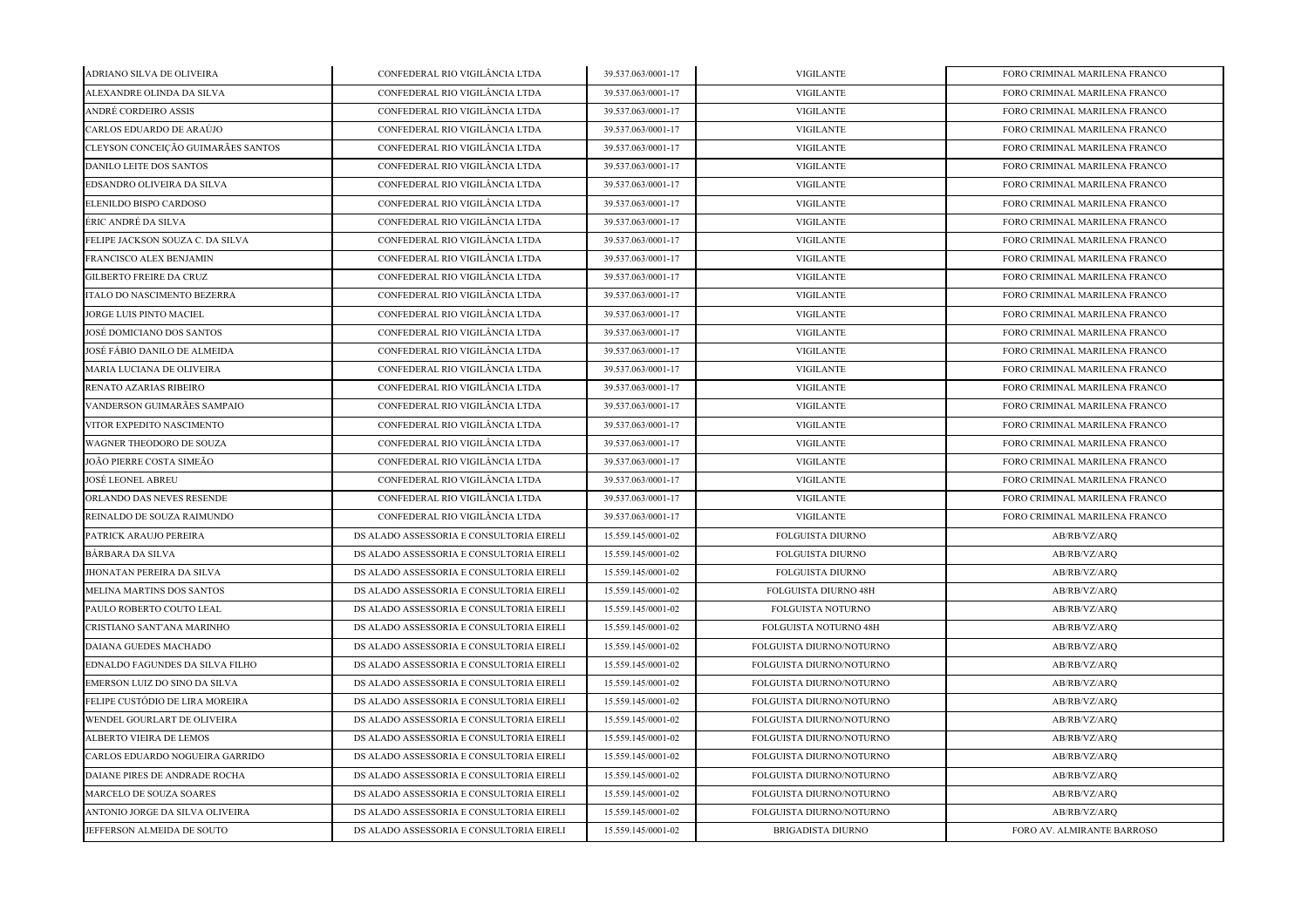| | | | | |
|---|---|---|---|---|
| ADRIANO SILVA DE OLIVEIRA | CONFEDERAL RIO VIGILÂNCIA LTDA | 39.537.063/0001-17 | VIGILANTE | FORO CRIMINAL MARILENA FRANCO |
| ALEXANDRE OLINDA DA SILVA | CONFEDERAL RIO VIGILÂNCIA LTDA | 39.537.063/0001-17 | VIGILANTE | FORO CRIMINAL MARILENA FRANCO |
| ANDRÉ CORDEIRO ASSIS | CONFEDERAL RIO VIGILÂNCIA LTDA | 39.537.063/0001-17 | VIGILANTE | FORO CRIMINAL MARILENA FRANCO |
| CARLOS EDUARDO DE ARAÚJO | CONFEDERAL RIO VIGILÂNCIA LTDA | 39.537.063/0001-17 | VIGILANTE | FORO CRIMINAL MARILENA FRANCO |
| CLEYSON CONCEIÇÃO GUIMARÃES SANTOS | CONFEDERAL RIO VIGILÂNCIA LTDA | 39.537.063/0001-17 | VIGILANTE | FORO CRIMINAL MARILENA FRANCO |
| DANILO LEITE DOS SANTOS | CONFEDERAL RIO VIGILÂNCIA LTDA | 39.537.063/0001-17 | VIGILANTE | FORO CRIMINAL MARILENA FRANCO |
| EDSANDRO OLIVEIRA DA SILVA | CONFEDERAL RIO VIGILÂNCIA LTDA | 39.537.063/0001-17 | VIGILANTE | FORO CRIMINAL MARILENA FRANCO |
| ELENILDO BISPO CARDOSO | CONFEDERAL RIO VIGILÂNCIA LTDA | 39.537.063/0001-17 | VIGILANTE | FORO CRIMINAL MARILENA FRANCO |
| ÉRIC ANDRÉ DA SILVA | CONFEDERAL RIO VIGILÂNCIA LTDA | 39.537.063/0001-17 | VIGILANTE | FORO CRIMINAL MARILENA FRANCO |
| FELIPE JACKSON SOUZA C. DA SILVA | CONFEDERAL RIO VIGILÂNCIA LTDA | 39.537.063/0001-17 | VIGILANTE | FORO CRIMINAL MARILENA FRANCO |
| FRANCISCO ALEX BENJAMIN | CONFEDERAL RIO VIGILÂNCIA LTDA | 39.537.063/0001-17 | VIGILANTE | FORO CRIMINAL MARILENA FRANCO |
| GILBERTO FREIRE DA CRUZ | CONFEDERAL RIO VIGILÂNCIA LTDA | 39.537.063/0001-17 | VIGILANTE | FORO CRIMINAL MARILENA FRANCO |
| ITALO DO NASCIMENTO BEZERRA | CONFEDERAL RIO VIGILÂNCIA LTDA | 39.537.063/0001-17 | VIGILANTE | FORO CRIMINAL MARILENA FRANCO |
| JORGE LUIS PINTO MACIEL | CONFEDERAL RIO VIGILÂNCIA LTDA | 39.537.063/0001-17 | VIGILANTE | FORO CRIMINAL MARILENA FRANCO |
| JOSÉ DOMICIANO DOS SANTOS | CONFEDERAL RIO VIGILÂNCIA LTDA | 39.537.063/0001-17 | VIGILANTE | FORO CRIMINAL MARILENA FRANCO |
| JOSÉ FÁBIO DANILO DE ALMEIDA | CONFEDERAL RIO VIGILÂNCIA LTDA | 39.537.063/0001-17 | VIGILANTE | FORO CRIMINAL MARILENA FRANCO |
| MARIA LUCIANA DE OLIVEIRA | CONFEDERAL RIO VIGILÂNCIA LTDA | 39.537.063/0001-17 | VIGILANTE | FORO CRIMINAL MARILENA FRANCO |
| RENATO AZARIAS RIBEIRO | CONFEDERAL RIO VIGILÂNCIA LTDA | 39.537.063/0001-17 | VIGILANTE | FORO CRIMINAL MARILENA FRANCO |
| VANDERSON GUIMARÃES SAMPAIO | CONFEDERAL RIO VIGILÂNCIA LTDA | 39.537.063/0001-17 | VIGILANTE | FORO CRIMINAL MARILENA FRANCO |
| VITOR EXPEDITO NASCIMENTO | CONFEDERAL RIO VIGILÂNCIA LTDA | 39.537.063/0001-17 | VIGILANTE | FORO CRIMINAL MARILENA FRANCO |
| WAGNER THEODORO DE SOUZA | CONFEDERAL RIO VIGILÂNCIA LTDA | 39.537.063/0001-17 | VIGILANTE | FORO CRIMINAL MARILENA FRANCO |
| JOÃO PIERRE COSTA SIMEÃO | CONFEDERAL RIO VIGILÂNCIA LTDA | 39.537.063/0001-17 | VIGILANTE | FORO CRIMINAL MARILENA FRANCO |
| JOSÉ LEONEL ABREU | CONFEDERAL RIO VIGILÂNCIA LTDA | 39.537.063/0001-17 | VIGILANTE | FORO CRIMINAL MARILENA FRANCO |
| ORLANDO DAS NEVES RESENDE | CONFEDERAL RIO VIGILÂNCIA LTDA | 39.537.063/0001-17 | VIGILANTE | FORO CRIMINAL MARILENA FRANCO |
| REINALDO DE SOUZA RAIMUNDO | CONFEDERAL RIO VIGILÂNCIA LTDA | 39.537.063/0001-17 | VIGILANTE | FORO CRIMINAL MARILENA FRANCO |
| PATRICK ARAUJO PEREIRA | DS ALADO ASSESSORIA E CONSULTORIA EIRELI | 15.559.145/0001-02 | FOLGUISTA DIURNO | AB/RB/VZ/ARQ |
| BÁRBARA DA SILVA | DS ALADO ASSESSORIA E CONSULTORIA EIRELI | 15.559.145/0001-02 | FOLGUISTA DIURNO | AB/RB/VZ/ARQ |
| JHONATAN PEREIRA DA SILVA | DS ALADO ASSESSORIA E CONSULTORIA EIRELI | 15.559.145/0001-02 | FOLGUISTA DIURNO | AB/RB/VZ/ARQ |
| MELINA MARTINS DOS SANTOS | DS ALADO ASSESSORIA E CONSULTORIA EIRELI | 15.559.145/0001-02 | FOLGUISTA DIURNO 48H | AB/RB/VZ/ARQ |
| PAULO ROBERTO COUTO LEAL | DS ALADO ASSESSORIA E CONSULTORIA EIRELI | 15.559.145/0001-02 | FOLGUISTA NOTURNO | AB/RB/VZ/ARQ |
| CRISTIANO SANT'ANA MARINHO | DS ALADO ASSESSORIA E CONSULTORIA EIRELI | 15.559.145/0001-02 | FOLGUISTA NOTURNO 48H | AB/RB/VZ/ARQ |
| DAIANA GUEDES MACHADO | DS ALADO ASSESSORIA E CONSULTORIA EIRELI | 15.559.145/0001-02 | FOLGUISTA DIURNO/NOTURNO | AB/RB/VZ/ARQ |
| EDNALDO FAGUNDES DA SILVA FILHO | DS ALADO ASSESSORIA E CONSULTORIA EIRELI | 15.559.145/0001-02 | FOLGUISTA DIURNO/NOTURNO | AB/RB/VZ/ARQ |
| EMERSON LUIZ DO SINO DA SILVA | DS ALADO ASSESSORIA E CONSULTORIA EIRELI | 15.559.145/0001-02 | FOLGUISTA DIURNO/NOTURNO | AB/RB/VZ/ARQ |
| FELIPE CUSTÓDIO DE LIRA MOREIRA | DS ALADO ASSESSORIA E CONSULTORIA EIRELI | 15.559.145/0001-02 | FOLGUISTA DIURNO/NOTURNO | AB/RB/VZ/ARQ |
| WENDEL GOURLART DE OLIVEIRA | DS ALADO ASSESSORIA E CONSULTORIA EIRELI | 15.559.145/0001-02 | FOLGUISTA DIURNO/NOTURNO | AB/RB/VZ/ARQ |
| ALBERTO VIEIRA DE LEMOS | DS ALADO ASSESSORIA E CONSULTORIA EIRELI | 15.559.145/0001-02 | FOLGUISTA DIURNO/NOTURNO | AB/RB/VZ/ARQ |
| CARLOS EDUARDO NOGUEIRA GARRIDO | DS ALADO ASSESSORIA E CONSULTORIA EIRELI | 15.559.145/0001-02 | FOLGUISTA DIURNO/NOTURNO | AB/RB/VZ/ARQ |
| DAIANE PIRES DE ANDRADE ROCHA | DS ALADO ASSESSORIA E CONSULTORIA EIRELI | 15.559.145/0001-02 | FOLGUISTA DIURNO/NOTURNO | AB/RB/VZ/ARQ |
| MARCELO DE SOUZA SOARES | DS ALADO ASSESSORIA E CONSULTORIA EIRELI | 15.559.145/0001-02 | FOLGUISTA DIURNO/NOTURNO | AB/RB/VZ/ARQ |
| ANTONIO JORGE DA SILVA OLIVEIRA | DS ALADO ASSESSORIA E CONSULTORIA EIRELI | 15.559.145/0001-02 | FOLGUISTA DIURNO/NOTURNO | AB/RB/VZ/ARQ |
| JEFFERSON ALMEIDA DE SOUTO | DS ALADO ASSESSORIA E CONSULTORIA EIRELI | 15.559.145/0001-02 | BRIGADISTA DIURNO | FORO AV. ALMIRANTE BARROSO |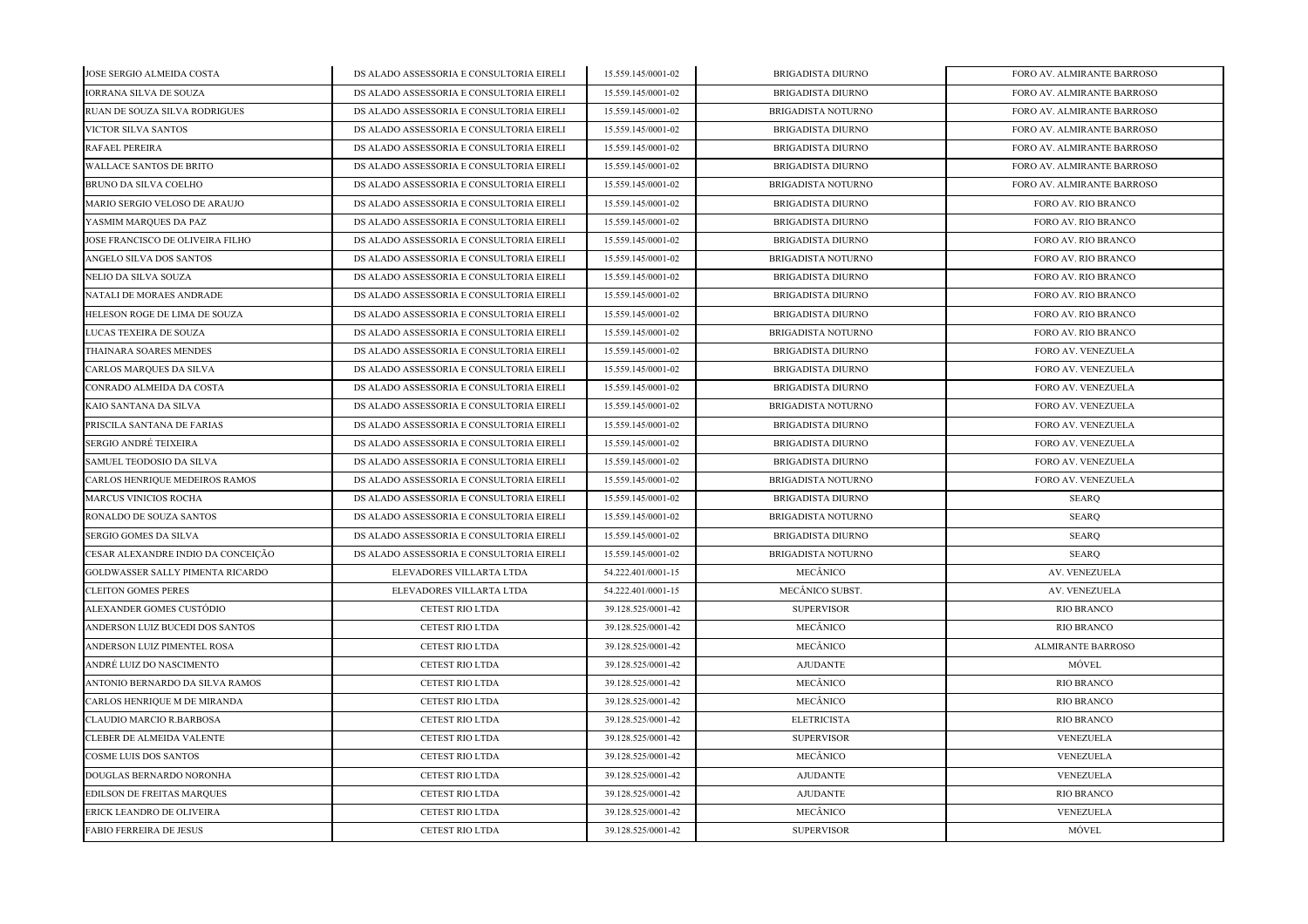| | | | | |
|---|---|---|---|---|
| JOSE SERGIO ALMEIDA COSTA | DS ALADO ASSESSORIA E CONSULTORIA EIRELI | 15.559.145/0001-02 | BRIGADISTA DIURNO | FORO AV. ALMIRANTE BARROSO |
| IORRANA SILVA DE SOUZA | DS ALADO ASSESSORIA E CONSULTORIA EIRELI | 15.559.145/0001-02 | BRIGADISTA DIURNO | FORO AV. ALMIRANTE BARROSO |
| RUAN DE SOUZA SILVA RODRIGUES | DS ALADO ASSESSORIA E CONSULTORIA EIRELI | 15.559.145/0001-02 | BRIGADISTA NOTURNO | FORO AV. ALMIRANTE BARROSO |
| VICTOR SILVA SANTOS | DS ALADO ASSESSORIA E CONSULTORIA EIRELI | 15.559.145/0001-02 | BRIGADISTA DIURNO | FORO AV. ALMIRANTE BARROSO |
| RAFAEL PEREIRA | DS ALADO ASSESSORIA E CONSULTORIA EIRELI | 15.559.145/0001-02 | BRIGADISTA DIURNO | FORO AV. ALMIRANTE BARROSO |
| WALLACE SANTOS DE BRITO | DS ALADO ASSESSORIA E CONSULTORIA EIRELI | 15.559.145/0001-02 | BRIGADISTA DIURNO | FORO AV. ALMIRANTE BARROSO |
| BRUNO DA SILVA COELHO | DS ALADO ASSESSORIA E CONSULTORIA EIRELI | 15.559.145/0001-02 | BRIGADISTA NOTURNO | FORO AV. ALMIRANTE BARROSO |
| MARIO SERGIO VELOSO DE ARAUJO | DS ALADO ASSESSORIA E CONSULTORIA EIRELI | 15.559.145/0001-02 | BRIGADISTA DIURNO | FORO AV. RIO BRANCO |
| YASMIM MARQUES DA PAZ | DS ALADO ASSESSORIA E CONSULTORIA EIRELI | 15.559.145/0001-02 | BRIGADISTA DIURNO | FORO AV. RIO BRANCO |
| JOSE FRANCISCO DE OLIVEIRA FILHO | DS ALADO ASSESSORIA E CONSULTORIA EIRELI | 15.559.145/0001-02 | BRIGADISTA DIURNO | FORO AV. RIO BRANCO |
| ANGELO SILVA DOS SANTOS | DS ALADO ASSESSORIA E CONSULTORIA EIRELI | 15.559.145/0001-02 | BRIGADISTA NOTURNO | FORO AV. RIO BRANCO |
| NELIO DA SILVA SOUZA | DS ALADO ASSESSORIA E CONSULTORIA EIRELI | 15.559.145/0001-02 | BRIGADISTA DIURNO | FORO AV. RIO BRANCO |
| NATALI DE MORAES ANDRADE | DS ALADO ASSESSORIA E CONSULTORIA EIRELI | 15.559.145/0001-02 | BRIGADISTA DIURNO | FORO AV. RIO BRANCO |
| HELESON ROGE DE LIMA DE SOUZA | DS ALADO ASSESSORIA E CONSULTORIA EIRELI | 15.559.145/0001-02 | BRIGADISTA DIURNO | FORO AV. RIO BRANCO |
| LUCAS TEXEIRA DE SOUZA | DS ALADO ASSESSORIA E CONSULTORIA EIRELI | 15.559.145/0001-02 | BRIGADISTA NOTURNO | FORO AV. RIO BRANCO |
| THAINARA SOARES MENDES | DS ALADO ASSESSORIA E CONSULTORIA EIRELI | 15.559.145/0001-02 | BRIGADISTA DIURNO | FORO AV. VENEZUELA |
| CARLOS MARQUES DA SILVA | DS ALADO ASSESSORIA E CONSULTORIA EIRELI | 15.559.145/0001-02 | BRIGADISTA DIURNO | FORO AV. VENEZUELA |
| CONRADO ALMEIDA DA COSTA | DS ALADO ASSESSORIA E CONSULTORIA EIRELI | 15.559.145/0001-02 | BRIGADISTA DIURNO | FORO AV. VENEZUELA |
| KAIO SANTANA DA SILVA | DS ALADO ASSESSORIA E CONSULTORIA EIRELI | 15.559.145/0001-02 | BRIGADISTA NOTURNO | FORO AV. VENEZUELA |
| PRISCILA SANTANA DE FARIAS | DS ALADO ASSESSORIA E CONSULTORIA EIRELI | 15.559.145/0001-02 | BRIGADISTA DIURNO | FORO AV. VENEZUELA |
| SERGIO ANDRÉ TEIXEIRA | DS ALADO ASSESSORIA E CONSULTORIA EIRELI | 15.559.145/0001-02 | BRIGADISTA DIURNO | FORO AV. VENEZUELA |
| SAMUEL TEODOSIO DA SILVA | DS ALADO ASSESSORIA E CONSULTORIA EIRELI | 15.559.145/0001-02 | BRIGADISTA DIURNO | FORO AV. VENEZUELA |
| CARLOS HENRIQUE MEDEIROS RAMOS | DS ALADO ASSESSORIA E CONSULTORIA EIRELI | 15.559.145/0001-02 | BRIGADISTA NOTURNO | FORO AV. VENEZUELA |
| MARCUS VINICIOS ROCHA | DS ALADO ASSESSORIA E CONSULTORIA EIRELI | 15.559.145/0001-02 | BRIGADISTA DIURNO | SEARQ |
| RONALDO DE SOUZA SANTOS | DS ALADO ASSESSORIA E CONSULTORIA EIRELI | 15.559.145/0001-02 | BRIGADISTA NOTURNO | SEARQ |
| SERGIO GOMES DA SILVA | DS ALADO ASSESSORIA E CONSULTORIA EIRELI | 15.559.145/0001-02 | BRIGADISTA DIURNO | SEARQ |
| CESAR ALEXANDRE INDIO DA CONCEIÇÃO | DS ALADO ASSESSORIA E CONSULTORIA EIRELI | 15.559.145/0001-02 | BRIGADISTA NOTURNO | SEARQ |
| GOLDWASSER SALLY PIMENTA RICARDO | ELEVADORES VILLARTA LTDA | 54.222.401/0001-15 | MECÂNICO | AV. VENEZUELA |
| CLEITON GOMES PERES | ELEVADORES VILLARTA LTDA | 54.222.401/0001-15 | MECÂNICO SUBST. | AV. VENEZUELA |
| ALEXANDER GOMES CUSTÓDIO | CETEST RIO LTDA | 39.128.525/0001-42 | SUPERVISOR | RIO BRANCO |
| ANDERSON LUIZ BUCEDI DOS SANTOS | CETEST RIO LTDA | 39.128.525/0001-42 | MECÂNICO | RIO BRANCO |
| ANDERSON LUIZ PIMENTEL ROSA | CETEST RIO LTDA | 39.128.525/0001-42 | MECÂNICO | ALMIRANTE BARROSO |
| ANDRÉ LUIZ DO NASCIMENTO | CETEST RIO LTDA | 39.128.525/0001-42 | AJUDANTE | MÓVEL |
| ANTONIO BERNARDO DA SILVA RAMOS | CETEST RIO LTDA | 39.128.525/0001-42 | MECÂNICO | RIO BRANCO |
| CARLOS HENRIQUE M DE MIRANDA | CETEST RIO LTDA | 39.128.525/0001-42 | MECÂNICO | RIO BRANCO |
| CLAUDIO MARCIO R.BARBOSA | CETEST RIO LTDA | 39.128.525/0001-42 | ELETRICISTA | RIO BRANCO |
| CLEBER DE ALMEIDA VALENTE | CETEST RIO LTDA | 39.128.525/0001-42 | SUPERVISOR | VENEZUELA |
| COSME LUIS DOS SANTOS | CETEST RIO LTDA | 39.128.525/0001-42 | MECÂNICO | VENEZUELA |
| DOUGLAS BERNARDO NORONHA | CETEST RIO LTDA | 39.128.525/0001-42 | AJUDANTE | VENEZUELA |
| EDILSON DE FREITAS MARQUES | CETEST RIO LTDA | 39.128.525/0001-42 | AJUDANTE | RIO BRANCO |
| ERICK LEANDRO DE OLIVEIRA | CETEST RIO LTDA | 39.128.525/0001-42 | MECÂNICO | VENEZUELA |
| FABIO FERREIRA DE JESUS | CETEST RIO LTDA | 39.128.525/0001-42 | SUPERVISOR | MÓVEL |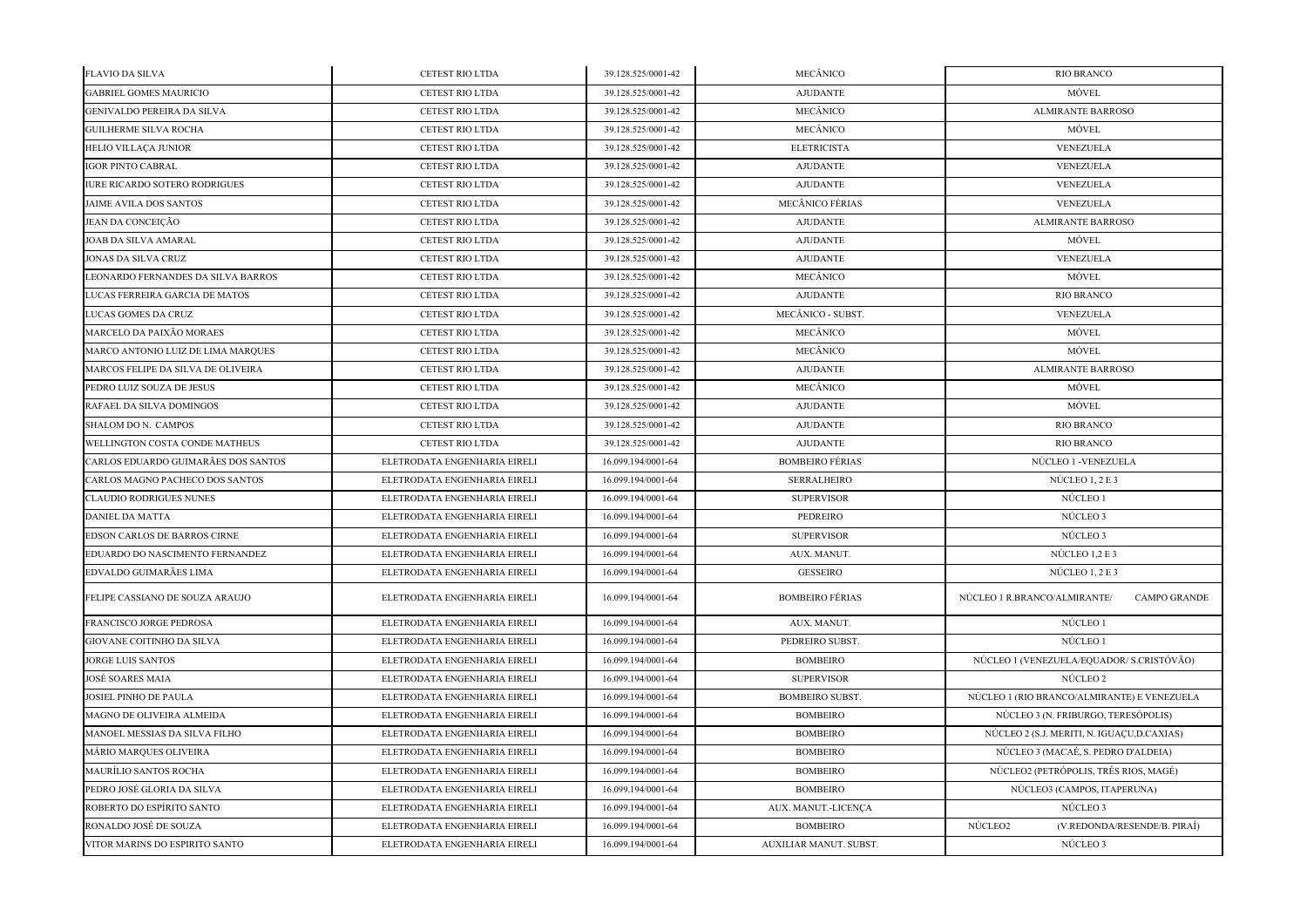| | | | | |
|---|---|---|---|---|
| FLAVIO DA SILVA | CETEST RIO LTDA | 39.128.525/0001-42 | MECÂNICO | RIO BRANCO |
| GABRIEL GOMES MAURICIO | CETEST RIO LTDA | 39.128.525/0001-42 | AJUDANTE | MÓVEL |
| GENIVALDO PEREIRA DA SILVA | CETEST RIO LTDA | 39.128.525/0001-42 | MECÂNICO | ALMIRANTE BARROSO |
| GUILHERME SILVA ROCHA | CETEST RIO LTDA | 39.128.525/0001-42 | MECÂNICO | MÓVEL |
| HELIO VILLAÇA JUNIOR | CETEST RIO LTDA | 39.128.525/0001-42 | ELETRICISTA | VENEZUELA |
| IGOR PINTO CABRAL | CETEST RIO LTDA | 39.128.525/0001-42 | AJUDANTE | VENEZUELA |
| IURE RICARDO SOTERO RODRIGUES | CETEST RIO LTDA | 39.128.525/0001-42 | AJUDANTE | VENEZUELA |
| JAIME AVILA DOS SANTOS | CETEST RIO LTDA | 39.128.525/0001-42 | MECÂNICO FÉRIAS | VENEZUELA |
| JEAN DA CONCEIÇÃO | CETEST RIO LTDA | 39.128.525/0001-42 | AJUDANTE | ALMIRANTE BARROSO |
| JOAB DA SILVA AMARAL | CETEST RIO LTDA | 39.128.525/0001-42 | AJUDANTE | MÓVEL |
| JONAS DA SILVA CRUZ | CETEST RIO LTDA | 39.128.525/0001-42 | AJUDANTE | VENEZUELA |
| LEONARDO FERNANDES DA SILVA BARROS | CETEST RIO LTDA | 39.128.525/0001-42 | MECÂNICO | MÓVEL |
| LUCAS FERREIRA GARCIA DE MATOS | CETEST RIO LTDA | 39.128.525/0001-42 | AJUDANTE | RIO BRANCO |
| LUCAS GOMES DA CRUZ | CETEST RIO LTDA | 39.128.525/0001-42 | MECÂNICO - SUBST. | VENEZUELA |
| MARCELO DA PAIXÃO MORAES | CETEST RIO LTDA | 39.128.525/0001-42 | MECÂNICO | MÓVEL |
| MARCO ANTONIO LUIZ DE LIMA MARQUES | CETEST RIO LTDA | 39.128.525/0001-42 | MECÂNICO | MÓVEL |
| MARCOS FELIPE DA SILVA DE OLIVEIRA | CETEST RIO LTDA | 39.128.525/0001-42 | AJUDANTE | ALMIRANTE BARROSO |
| PEDRO LUIZ SOUZA DE JESUS | CETEST RIO LTDA | 39.128.525/0001-42 | MECÂNICO | MÓVEL |
| RAFAEL DA SILVA DOMINGOS | CETEST RIO LTDA | 39.128.525/0001-42 | AJUDANTE | MÓVEL |
| SHALOM DO N. CAMPOS | CETEST RIO LTDA | 39.128.525/0001-42 | AJUDANTE | RIO BRANCO |
| WELLINGTON COSTA CONDE MATHEUS | CETEST RIO LTDA | 39.128.525/0001-42 | AJUDANTE | RIO BRANCO |
| CARLOS EDUARDO GUIMARÃES DOS SANTOS | ELETRODATA ENGENHARIA EIRELI | 16.099.194/0001-64 | BOMBEIRO FÉRIAS | NÚCLEO 1 -VENEZUELA |
| CARLOS MAGNO PACHECO DOS SANTOS | ELETRODATA ENGENHARIA EIRELI | 16.099.194/0001-64 | SERRALHEIRO | NÚCLEO 1, 2 E 3 |
| CLAUDIO RODRIGUES NUNES | ELETRODATA ENGENHARIA EIRELI | 16.099.194/0001-64 | SUPERVISOR | NÚCLEO 1 |
| DANIEL DA MATTA | ELETRODATA ENGENHARIA EIRELI | 16.099.194/0001-64 | PEDREIRO | NÚCLEO 3 |
| EDSON CARLOS DE BARROS CIRNE | ELETRODATA ENGENHARIA EIRELI | 16.099.194/0001-64 | SUPERVISOR | NÚCLEO 3 |
| EDUARDO DO NASCIMENTO FERNANDEZ | ELETRODATA ENGENHARIA EIRELI | 16.099.194/0001-64 | AUX. MANUT. | NÚCLEO 1,2 E 3 |
| EDVALDO GUIMARÃES LIMA | ELETRODATA ENGENHARIA EIRELI | 16.099.194/0001-64 | GESSEIRO | NÚCLEO 1, 2 E 3 |
| FELIPE CASSIANO DE SOUZA ARAUJO | ELETRODATA ENGENHARIA EIRELI | 16.099.194/0001-64 | BOMBEIRO FÉRIAS | NÚCLEO 1 R.BRANCO/ALMIRANTE/ CAMPO GRANDE |
| FRANCISCO JORGE PEDROSA | ELETRODATA ENGENHARIA EIRELI | 16.099.194/0001-64 | AUX. MANUT. | NÚCLEO 1 |
| GIOVANE COITINHO DA SILVA | ELETRODATA ENGENHARIA EIRELI | 16.099.194/0001-64 | PEDREIRO SUBST. | NÚCLEO 1 |
| JORGE LUIS SANTOS | ELETRODATA ENGENHARIA EIRELI | 16.099.194/0001-64 | BOMBEIRO | NÚCLEO 1 (VENEZUELA/EQUADOR/ S.CRISTÓVÃO) |
| JOSÉ SOARES MAIA | ELETRODATA ENGENHARIA EIRELI | 16.099.194/0001-64 | SUPERVISOR | NÚCLEO 2 |
| JOSIEL PINHO DE PAULA | ELETRODATA ENGENHARIA EIRELI | 16.099.194/0001-64 | BOMBEIRO SUBST. | NÚCLEO 1 (RIO BRANCO/ALMIRANTE) E VENEZUELA |
| MAGNO DE OLIVEIRA ALMEIDA | ELETRODATA ENGENHARIA EIRELI | 16.099.194/0001-64 | BOMBEIRO | NÚCLEO 3 (N. FRIBURGO, TERESÓPOLIS) |
| MANOEL MESSIAS DA SILVA FILHO | ELETRODATA ENGENHARIA EIRELI | 16.099.194/0001-64 | BOMBEIRO | NÚCLEO 2 (S.J. MERITI, N. IGUAÇU,D.CAXIAS) |
| MÁRIO MARQUES OLIVEIRA | ELETRODATA ENGENHARIA EIRELI | 16.099.194/0001-64 | BOMBEIRO | NÚCLEO 3 (MACAÉ, S. PEDRO D'ALDEIA) |
| MAURÍLIO SANTOS ROCHA | ELETRODATA ENGENHARIA EIRELI | 16.099.194/0001-64 | BOMBEIRO | NÚCLEO2 (PETRÓPOLIS, TRÊS RIOS, MAGÉ) |
| PEDRO JOSÉ GLORIA DA SILVA | ELETRODATA ENGENHARIA EIRELI | 16.099.194/0001-64 | BOMBEIRO | NÚCLEO3 (CAMPOS, ITAPERUNA) |
| ROBERTO DO ESPÍRITO SANTO | ELETRODATA ENGENHARIA EIRELI | 16.099.194/0001-64 | AUX. MANUT.-LICENÇA | NÚCLEO 3 |
| RONALDO JOSÉ DE SOUZA | ELETRODATA ENGENHARIA EIRELI | 16.099.194/0001-64 | BOMBEIRO | NÚCLEO2 (V.REDONDA/RESENDE/B. PIRAÍ) |
| VITOR MARINS DO ESPIRITO SANTO | ELETRODATA ENGENHARIA EIRELI | 16.099.194/0001-64 | AUXILIAR MANUT. SUBST. | NÚCLEO 3 |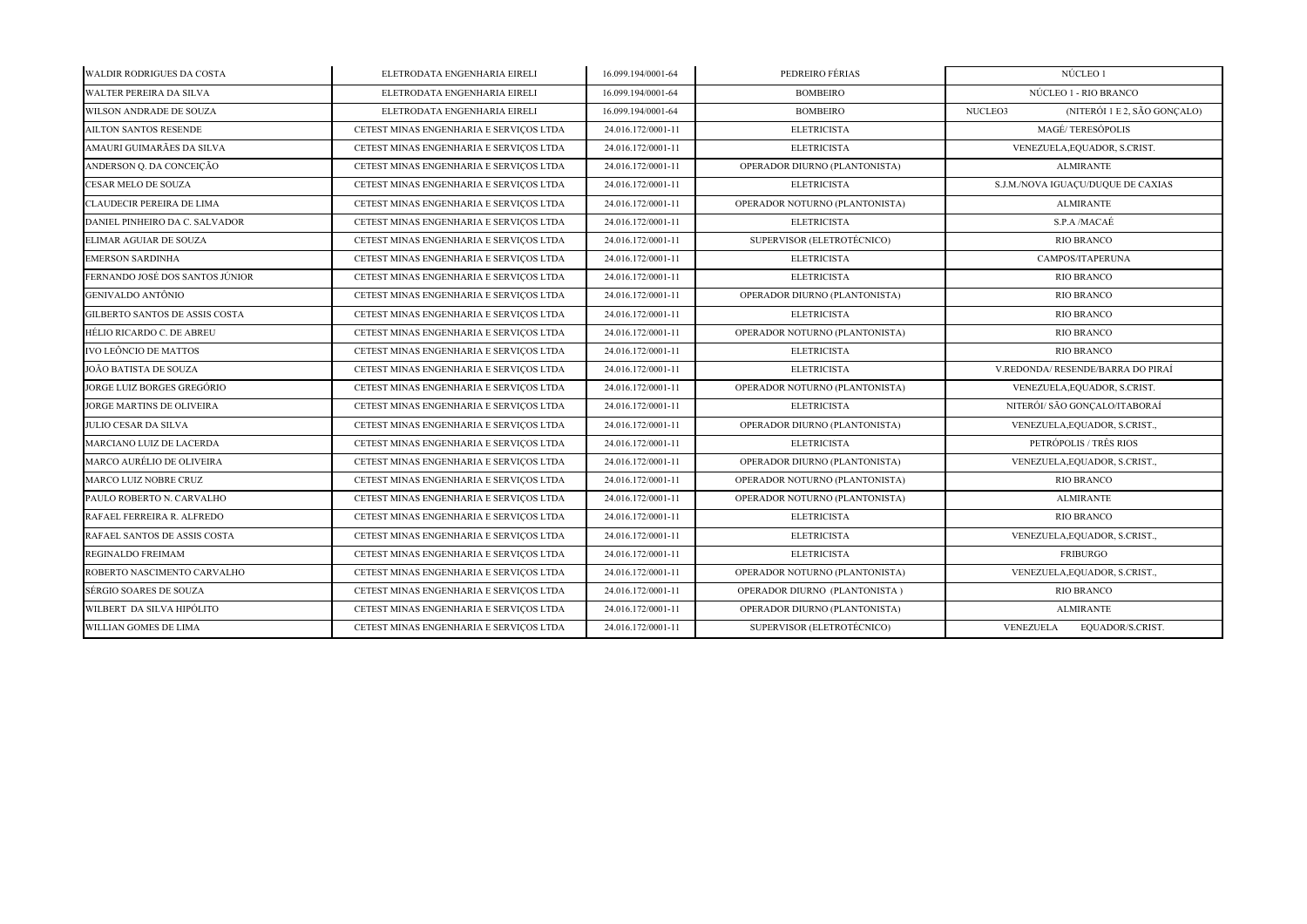| | | | | |
|---|---|---|---|---|
| WALDIR RODRIGUES DA COSTA | ELETRODATA ENGENHARIA EIRELI | 16.099.194/0001-64 | PEDREIRO FÉRIAS | NÚCLEO 1 |
| WALTER PEREIRA DA SILVA | ELETRODATA ENGENHARIA EIRELI | 16.099.194/0001-64 | BOMBEIRO | NÚCLEO 1 - RIO BRANCO |
| WILSON ANDRADE DE SOUZA | ELETRODATA ENGENHARIA EIRELI | 16.099.194/0001-64 | BOMBEIRO | NUCLEO3 (NITERÓI 1 E 2, SÃO GONÇALO) |
| AILTON SANTOS RESENDE | CETEST MINAS ENGENHARIA E SERVIÇOS LTDA | 24.016.172/0001-11 | ELETRICISTA | MAGÉ/ TERESÓPOLIS |
| AMAURI GUIMARÃES DA SILVA | CETEST MINAS ENGENHARIA E SERVIÇOS LTDA | 24.016.172/0001-11 | ELETRICISTA | VENEZUELA,EQUADOR, S.CRIST. |
| ANDERSON Q. DA CONCEIÇÃO | CETEST MINAS ENGENHARIA E SERVIÇOS LTDA | 24.016.172/0001-11 | OPERADOR DIURNO (PLANTONISTA) | ALMIRANTE |
| CESAR MELO DE SOUZA | CETEST MINAS ENGENHARIA E SERVIÇOS LTDA | 24.016.172/0001-11 | ELETRICISTA | S.J.M./NOVA IGUAÇU/DUQUE DE CAXIAS |
| CLAUDECIR PEREIRA DE LIMA | CETEST MINAS ENGENHARIA E SERVIÇOS LTDA | 24.016.172/0001-11 | OPERADOR NOTURNO (PLANTONISTA) | ALMIRANTE |
| DANIEL PINHEIRO DA C. SALVADOR | CETEST MINAS ENGENHARIA E SERVIÇOS LTDA | 24.016.172/0001-11 | ELETRICISTA | S.P.A /MACAÉ |
| ELIMAR AGUIAR DE SOUZA | CETEST MINAS ENGENHARIA E SERVIÇOS LTDA | 24.016.172/0001-11 | SUPERVISOR (ELETROTÉCNICO) | RIO BRANCO |
| EMERSON SARDINHA | CETEST MINAS ENGENHARIA E SERVIÇOS LTDA | 24.016.172/0001-11 | ELETRICISTA | CAMPOS/ITAPERUNA |
| FERNANDO JOSÉ DOS SANTOS JÚNIOR | CETEST MINAS ENGENHARIA E SERVIÇOS LTDA | 24.016.172/0001-11 | ELETRICISTA | RIO BRANCO |
| GENIVALDO ANTÔNIO | CETEST MINAS ENGENHARIA E SERVIÇOS LTDA | 24.016.172/0001-11 | OPERADOR DIURNO (PLANTONISTA) | RIO BRANCO |
| GILBERTO SANTOS DE ASSIS COSTA | CETEST MINAS ENGENHARIA E SERVIÇOS LTDA | 24.016.172/0001-11 | ELETRICISTA | RIO BRANCO |
| HÉLIO RICARDO C. DE ABREU | CETEST MINAS ENGENHARIA E SERVIÇOS LTDA | 24.016.172/0001-11 | OPERADOR NOTURNO (PLANTONISTA) | RIO BRANCO |
| IVO LEÔNCIO DE MATTOS | CETEST MINAS ENGENHARIA E SERVIÇOS LTDA | 24.016.172/0001-11 | ELETRICISTA | RIO BRANCO |
| JOÃO BATISTA DE SOUZA | CETEST MINAS ENGENHARIA E SERVIÇOS LTDA | 24.016.172/0001-11 | ELETRICISTA | V.REDONDA/ RESENDE/BARRA DO PIRAÍ |
| JORGE LUIZ BORGES GREGÓRIO | CETEST MINAS ENGENHARIA E SERVIÇOS LTDA | 24.016.172/0001-11 | OPERADOR NOTURNO (PLANTONISTA) | VENEZUELA,EQUADOR, S.CRIST. |
| JORGE MARTINS DE OLIVEIRA | CETEST MINAS ENGENHARIA E SERVIÇOS LTDA | 24.016.172/0001-11 | ELETRICISTA | NITERÓI/ SÃO GONÇALO/ITABORAÍ |
| JULIO CESAR DA SILVA | CETEST MINAS ENGENHARIA E SERVIÇOS LTDA | 24.016.172/0001-11 | OPERADOR DIURNO (PLANTONISTA) | VENEZUELA,EQUADOR, S.CRIST., |
| MARCIANO LUIZ DE LACERDA | CETEST MINAS ENGENHARIA E SERVIÇOS LTDA | 24.016.172/0001-11 | ELETRICISTA | PETRÓPOLIS / TRÊS RIOS |
| MARCO AURÉLIO DE OLIVEIRA | CETEST MINAS ENGENHARIA E SERVIÇOS LTDA | 24.016.172/0001-11 | OPERADOR DIURNO (PLANTONISTA) | VENEZUELA,EQUADOR, S.CRIST., |
| MARCO LUIZ NOBRE CRUZ | CETEST MINAS ENGENHARIA E SERVIÇOS LTDA | 24.016.172/0001-11 | OPERADOR NOTURNO (PLANTONISTA) | RIO BRANCO |
| PAULO ROBERTO N. CARVALHO | CETEST MINAS ENGENHARIA E SERVIÇOS LTDA | 24.016.172/0001-11 | OPERADOR NOTURNO (PLANTONISTA) | ALMIRANTE |
| RAFAEL FERREIRA R. ALFREDO | CETEST MINAS ENGENHARIA E SERVIÇOS LTDA | 24.016.172/0001-11 | ELETRICISTA | RIO BRANCO |
| RAFAEL SANTOS DE ASSIS COSTA | CETEST MINAS ENGENHARIA E SERVIÇOS LTDA | 24.016.172/0001-11 | ELETRICISTA | VENEZUELA,EQUADOR, S.CRIST., |
| REGINALDO FREIMAM | CETEST MINAS ENGENHARIA E SERVIÇOS LTDA | 24.016.172/0001-11 | ELETRICISTA | FRIBURGO |
| ROBERTO NASCIMENTO CARVALHO | CETEST MINAS ENGENHARIA E SERVIÇOS LTDA | 24.016.172/0001-11 | OPERADOR NOTURNO (PLANTONISTA) | VENEZUELA,EQUADOR, S.CRIST., |
| SÉRGIO SOARES DE SOUZA | CETEST MINAS ENGENHARIA E SERVIÇOS LTDA | 24.016.172/0001-11 | OPERADOR DIURNO (PLANTONISTA ) | RIO BRANCO |
| WILBERT DA SILVA HIPÓLITO | CETEST MINAS ENGENHARIA E SERVIÇOS LTDA | 24.016.172/0001-11 | OPERADOR DIURNO (PLANTONISTA) | ALMIRANTE |
| WILLIAN GOMES DE LIMA | CETEST MINAS ENGENHARIA E SERVIÇOS LTDA | 24.016.172/0001-11 | SUPERVISOR (ELETROTÉCNICO) | VENEZUELA EQUADOR/S.CRIST. |